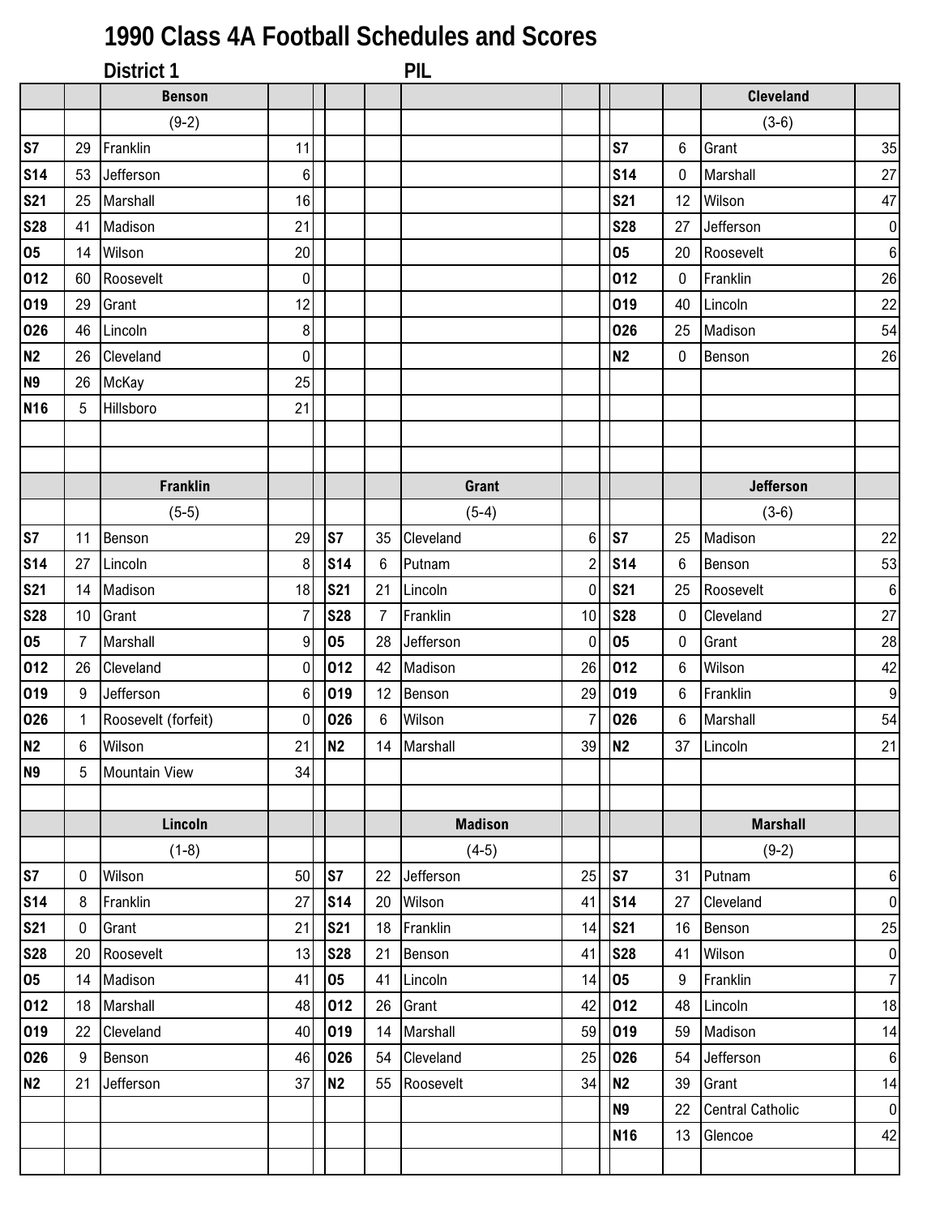# 1990 Class 4A Football Schedules and Scores

## District 1 — PIL

### Benson (9-2)

| Date | Score | Opponent | Opp Score |
|---|---|---|---|
| S7 | 29 | Franklin | 11 |
| S14 | 53 | Jefferson | 6 |
| S21 | 25 | Marshall | 16 |
| S28 | 41 | Madison | 21 |
| O5 | 14 | Wilson | 20 |
| O12 | 60 | Roosevelt | 0 |
| O19 | 29 | Grant | 12 |
| O26 | 46 | Lincoln | 8 |
| N2 | 26 | Cleveland | 0 |
| N9 | 26 | McKay | 25 |
| N16 | 5 | Hillsboro | 21 |

### Cleveland (3-6)

| Date | Score | Opponent | Opp Score |
|---|---|---|---|
| S7 | 6 | Grant | 35 |
| S14 | 0 | Marshall | 27 |
| S21 | 12 | Wilson | 47 |
| S28 | 27 | Jefferson | 0 |
| O5 | 20 | Roosevelt | 6 |
| O12 | 0 | Franklin | 26 |
| O19 | 40 | Lincoln | 22 |
| O26 | 25 | Madison | 54 |
| N2 | 0 | Benson | 26 |

### Franklin (5-5)

| Date | Score | Opponent | Opp Score |
|---|---|---|---|
| S7 | 11 | Benson | 29 |
| S14 | 27 | Lincoln | 8 |
| S21 | 14 | Madison | 18 |
| S28 | 10 | Grant | 7 |
| O5 | 7 | Marshall | 9 |
| O12 | 26 | Cleveland | 0 |
| O19 | 9 | Jefferson | 6 |
| O26 | 1 | Roosevelt (forfeit) | 0 |
| N2 | 6 | Wilson | 21 |
| N9 | 5 | Mountain View | 34 |

### Grant (5-4)

| Date | Score | Opponent | Opp Score |
|---|---|---|---|
| S7 | 35 | Cleveland | 6 |
| S14 | 6 | Putnam | 2 |
| S21 | 21 | Lincoln | 0 |
| S28 | 7 | Franklin | 10 |
| O5 | 28 | Jefferson | 0 |
| O12 | 42 | Madison | 26 |
| O19 | 12 | Benson | 29 |
| O26 | 6 | Wilson | 7 |
| N2 | 14 | Marshall | 39 |

### Jefferson (3-6)

| Date | Score | Opponent | Opp Score |
|---|---|---|---|
| S7 | 25 | Madison | 22 |
| S14 | 6 | Benson | 53 |
| S21 | 25 | Roosevelt | 6 |
| S28 | 0 | Cleveland | 27 |
| O5 | 0 | Grant | 28 |
| O12 | 6 | Wilson | 42 |
| O19 | 6 | Franklin | 9 |
| O26 | 6 | Marshall | 54 |
| N2 | 37 | Lincoln | 21 |

### Lincoln (1-8)

| Date | Score | Opponent | Opp Score |
|---|---|---|---|
| S7 | 0 | Wilson | 50 |
| S14 | 8 | Franklin | 27 |
| S21 | 0 | Grant | 21 |
| S28 | 20 | Roosevelt | 13 |
| O5 | 14 | Madison | 41 |
| O12 | 18 | Marshall | 48 |
| O19 | 22 | Cleveland | 40 |
| O26 | 9 | Benson | 46 |
| N2 | 21 | Jefferson | 37 |

### Madison (4-5)

| Date | Score | Opponent | Opp Score |
|---|---|---|---|
| S7 | 22 | Jefferson | 25 |
| S14 | 20 | Wilson | 41 |
| S21 | 18 | Franklin | 14 |
| S28 | 21 | Benson | 41 |
| O5 | 41 | Lincoln | 14 |
| O12 | 26 | Grant | 42 |
| O19 | 14 | Marshall | 59 |
| O26 | 54 | Cleveland | 25 |
| N2 | 55 | Roosevelt | 34 |

### Marshall (9-2)

| Date | Score | Opponent | Opp Score |
|---|---|---|---|
| S7 | 31 | Putnam | 6 |
| S14 | 27 | Cleveland | 0 |
| S21 | 16 | Benson | 25 |
| S28 | 41 | Wilson | 0 |
| O5 | 9 | Franklin | 7 |
| O12 | 48 | Lincoln | 18 |
| O19 | 59 | Madison | 14 |
| O26 | 54 | Jefferson | 6 |
| N2 | 39 | Grant | 14 |
| N9 | 22 | Central Catholic | 0 |
| N16 | 13 | Glencoe | 42 |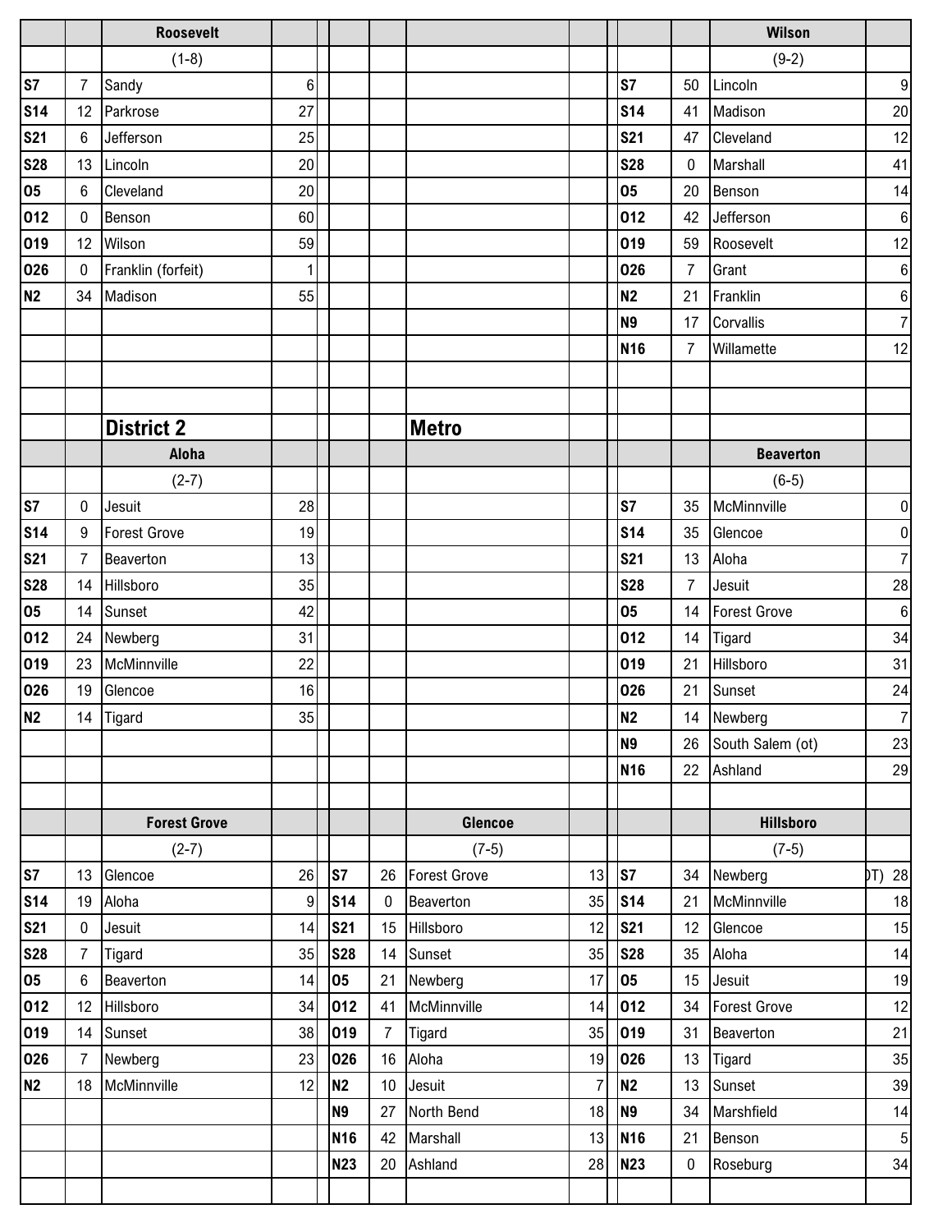| | | Roosevelt | | | | | | Wilson | |
|---|---|---|---|---|---|---|---|---|---|
| | | (1-8) | | | | | | (9-2) | |
| S7 | 7 | Sandy | 6 | | | | S7 | 50 | Lincoln | 9 |
| S14 | 12 | Parkrose | 27 | | | | S14 | 41 | Madison | 20 |
| S21 | 6 | Jefferson | 25 | | | | S21 | 47 | Cleveland | 12 |
| S28 | 13 | Lincoln | 20 | | | | S28 | 0 | Marshall | 41 |
| O5 | 6 | Cleveland | 20 | | | | O5 | 20 | Benson | 14 |
| O12 | 0 | Benson | 60 | | | | O12 | 42 | Jefferson | 6 |
| O19 | 12 | Wilson | 59 | | | | O19 | 59 | Roosevelt | 12 |
| O26 | 0 | Franklin (forfeit) | 1 | | | | O26 | 7 | Grant | 6 |
| N2 | 34 | Madison | 55 | | | | N2 | 21 | Franklin | 6 |
| | | | | | | | N9 | 17 | Corvallis | 7 |
| | | | | | | | N16 | 7 | Willamette | 12 |

## District 2 — Metro

| | | Aloha | | | | | | Beaverton | |
|---|---|---|---|---|---|---|---|---|---|
| | | (2-7) | | | | | | (6-5) | |
| S7 | 0 | Jesuit | 28 | | | | S7 | 35 | McMinnville | 0 |
| S14 | 9 | Forest Grove | 19 | | | | S14 | 35 | Glencoe | 0 |
| S21 | 7 | Beaverton | 13 | | | | S21 | 13 | Aloha | 7 |
| S28 | 14 | Hillsboro | 35 | | | | S28 | 7 | Jesuit | 28 |
| O5 | 14 | Sunset | 42 | | | | O5 | 14 | Forest Grove | 6 |
| O12 | 24 | Newberg | 31 | | | | O12 | 14 | Tigard | 34 |
| O19 | 23 | McMinnville | 22 | | | | O19 | 21 | Hillsboro | 31 |
| O26 | 19 | Glencoe | 16 | | | | O26 | 21 | Sunset | 24 |
| N2 | 14 | Tigard | 35 | | | | N2 | 14 | Newberg | 7 |
| | | | | | | | N9 | 26 | South Salem (ot) | 23 |
| | | | | | | | N16 | 22 | Ashland | 29 |

| | | Forest Grove | | | | Glencoe | | | | Hillsboro | |
|---|---|---|---|---|---|---|---|---|---|---|---|
| | | (2-7) | | | | (7-5) | | | | (7-5) | |
| S7 | 13 | Glencoe | 26 | S7 | 26 | Forest Grove | 13 | S7 | 34 | Newberg (OT) | 28 |
| S14 | 19 | Aloha | 9 | S14 | 0 | Beaverton | 35 | S14 | 21 | McMinnville | 18 |
| S21 | 0 | Jesuit | 14 | S21 | 15 | Hillsboro | 12 | S21 | 12 | Glencoe | 15 |
| S28 | 7 | Tigard | 35 | S28 | 14 | Sunset | 35 | S28 | 35 | Aloha | 14 |
| O5 | 6 | Beaverton | 14 | O5 | 21 | Newberg | 17 | O5 | 15 | Jesuit | 19 |
| O12 | 12 | Hillsboro | 34 | O12 | 41 | McMinnville | 14 | O12 | 34 | Forest Grove | 12 |
| O19 | 14 | Sunset | 38 | O19 | 7 | Tigard | 35 | O19 | 31 | Beaverton | 21 |
| O26 | 7 | Newberg | 23 | O26 | 16 | Aloha | 19 | O26 | 13 | Tigard | 35 |
| N2 | 18 | McMinnville | 12 | N2 | 10 | Jesuit | 7 | N2 | 13 | Sunset | 39 |
| | | | | N9 | 27 | North Bend | 18 | N9 | 34 | Marshfield | 14 |
| | | | | N16 | 42 | Marshall | 13 | N16 | 21 | Benson | 5 |
| | | | | N23 | 20 | Ashland | 28 | N23 | 0 | Roseburg | 34 |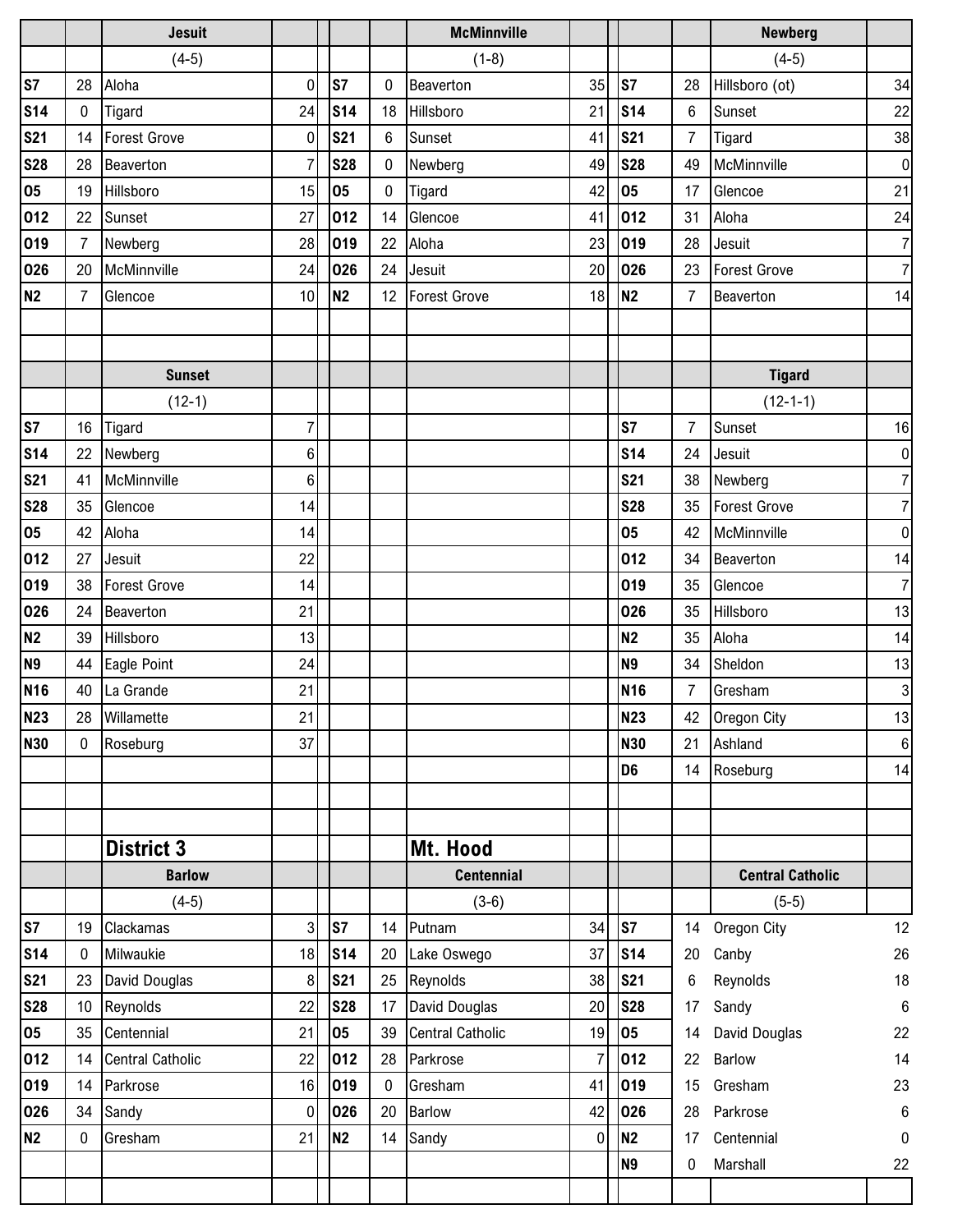## Jesuit

(4-5)

| Date | Score | Opponent | Opp |
|---|---|---|---|
| S7 | 28 | Aloha | 0 |
| S14 | 0 | Tigard | 24 |
| S21 | 14 | Forest Grove | 0 |
| S28 | 28 | Beaverton | 7 |
| O5 | 19 | Hillsboro | 15 |
| O12 | 22 | Sunset | 27 |
| O19 | 7 | Newberg | 28 |
| O26 | 20 | McMinnville | 24 |
| N2 | 7 | Glencoe | 10 |

## McMinnville

(1-8)

| Date | Score | Opponent | Opp |
|---|---|---|---|
| S7 | 0 | Beaverton | 35 |
| S14 | 18 | Hillsboro | 21 |
| S21 | 6 | Sunset | 41 |
| S28 | 0 | Newberg | 49 |
| O5 | 0 | Tigard | 42 |
| O12 | 14 | Glencoe | 41 |
| O19 | 22 | Aloha | 23 |
| O26 | 24 | Jesuit | 20 |
| N2 | 12 | Forest Grove | 18 |

## Newberg

(4-5)

| Date | Score | Opponent | Opp |
|---|---|---|---|
| S7 | 28 | Hillsboro (ot) | 34 |
| S14 | 6 | Sunset | 22 |
| S21 | 7 | Tigard | 38 |
| S28 | 49 | McMinnville | 0 |
| O5 | 17 | Glencoe | 21 |
| O12 | 31 | Aloha | 24 |
| O19 | 28 | Jesuit | 7 |
| O26 | 23 | Forest Grove | 7 |
| N2 | 7 | Beaverton | 14 |

## Sunset

(12-1)

| Date | Score | Opponent | Opp |
|---|---|---|---|
| S7 | 16 | Tigard | 7 |
| S14 | 22 | Newberg | 6 |
| S21 | 41 | McMinnville | 6 |
| S28 | 35 | Glencoe | 14 |
| O5 | 42 | Aloha | 14 |
| O12 | 27 | Jesuit | 22 |
| O19 | 38 | Forest Grove | 14 |
| O26 | 24 | Beaverton | 21 |
| N2 | 39 | Hillsboro | 13 |
| N9 | 44 | Eagle Point | 24 |
| N16 | 40 | La Grande | 21 |
| N23 | 28 | Willamette | 21 |
| N30 | 0 | Roseburg | 37 |

## Tigard

(12-1-1)

| Date | Score | Opponent | Opp |
|---|---|---|---|
| S7 | 7 | Sunset | 16 |
| S14 | 24 | Jesuit | 0 |
| S21 | 38 | Newberg | 7 |
| S28 | 35 | Forest Grove | 7 |
| O5 | 42 | McMinnville | 0 |
| O12 | 34 | Beaverton | 14 |
| O19 | 35 | Glencoe | 7 |
| O26 | 35 | Hillsboro | 13 |
| N2 | 35 | Aloha | 14 |
| N9 | 34 | Sheldon | 13 |
| N16 | 7 | Gresham | 3 |
| N23 | 42 | Oregon City | 13 |
| N30 | 21 | Ashland | 6 |
| D6 | 14 | Roseburg | 14 |

# District 3

# Mt. Hood

## Barlow

(4-5)

| Date | Score | Opponent | Opp |
|---|---|---|---|
| S7 | 19 | Clackamas | 3 |
| S14 | 0 | Milwaukie | 18 |
| S21 | 23 | David Douglas | 8 |
| S28 | 10 | Reynolds | 22 |
| O5 | 35 | Centennial | 21 |
| O12 | 14 | Central Catholic | 22 |
| O19 | 14 | Parkrose | 16 |
| O26 | 34 | Sandy | 0 |
| N2 | 0 | Gresham | 21 |

## Centennial

(3-6)

| Date | Score | Opponent | Opp |
|---|---|---|---|
| S7 | 14 | Putnam | 34 |
| S14 | 20 | Lake Oswego | 37 |
| S21 | 25 | Reynolds | 38 |
| S28 | 17 | David Douglas | 20 |
| O5 | 39 | Central Catholic | 19 |
| O12 | 28 | Parkrose | 7 |
| O19 | 0 | Gresham | 41 |
| O26 | 20 | Barlow | 42 |
| N2 | 14 | Sandy | 0 |

## Central Catholic

(5-5)

| Date | Score | Opponent | Opp |
|---|---|---|---|
| S7 | 14 | Oregon City | 12 |
| S14 | 20 | Canby | 26 |
| S21 | 6 | Reynolds | 18 |
| S28 | 17 | Sandy | 6 |
| O5 | 14 | David Douglas | 22 |
| O12 | 22 | Barlow | 14 |
| O19 | 15 | Gresham | 23 |
| O26 | 28 | Parkrose | 6 |
| N2 | 17 | Centennial | 0 |
| N9 | 0 | Marshall | 22 |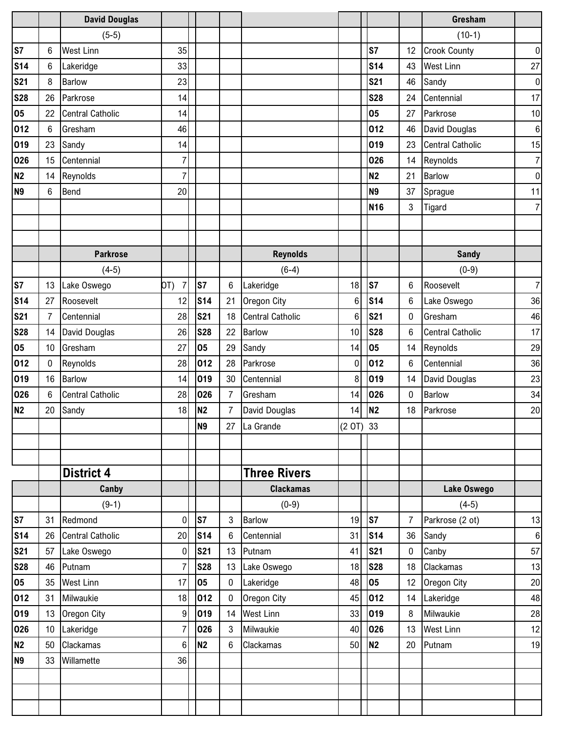### David Douglas

(5-5)

| Date | Score | Opponent | Score |
|---|---|---|---|
| S7 | 6 | West Linn | 35 |
| S14 | 6 | Lakeridge | 33 |
| S21 | 8 | Barlow | 23 |
| S28 | 26 | Parkrose | 14 |
| O5 | 22 | Central Catholic | 14 |
| O12 | 6 | Gresham | 46 |
| O19 | 23 | Sandy | 14 |
| O26 | 15 | Centennial | 7 |
| N2 | 14 | Reynolds | 7 |
| N9 | 6 | Bend | 20 |

### Gresham

(10-1)

| Date | Score | Opponent | Score |
|---|---|---|---|
| S7 | 12 | Crook County | 0 |
| S14 | 43 | West Linn | 27 |
| S21 | 46 | Sandy | 0 |
| S28 | 24 | Centennial | 17 |
| O5 | 27 | Parkrose | 10 |
| O12 | 46 | David Douglas | 6 |
| O19 | 23 | Central Catholic | 15 |
| O26 | 14 | Reynolds | 7 |
| N2 | 21 | Barlow | 0 |
| N9 | 37 | Sprague | 11 |
| N16 | 3 | Tigard | 7 |

### Parkrose

(4-5)

| Date | Score | Opponent | Score |
|---|---|---|---|
| S7 | 13 | Lake Oswego | OT) 7 |
| S14 | 27 | Roosevelt | 12 |
| S21 | 7 | Centennial | 28 |
| S28 | 14 | David Douglas | 26 |
| O5 | 10 | Gresham | 27 |
| O12 | 0 | Reynolds | 28 |
| O19 | 16 | Barlow | 14 |
| O26 | 6 | Central Catholic | 28 |
| N2 | 20 | Sandy | 18 |

### Reynolds

(6-4)

| Date | Score | Opponent | Score |
|---|---|---|---|
| S7 | 6 | Lakeridge | 18 |
| S14 | 21 | Oregon City | 6 |
| S21 | 18 | Central Catholic | 6 |
| S28 | 22 | Barlow | 10 |
| O5 | 29 | Sandy | 14 |
| O12 | 28 | Parkrose | 0 |
| O19 | 30 | Centennial | 8 |
| O26 | 7 | Gresham | 14 |
| N2 | 7 | David Douglas | 14 |
| N9 | 27 | La Grande | (2 OT) 33 |

### Sandy

(0-9)

| Date | Score | Opponent | Score |
|---|---|---|---|
| S7 | 6 | Roosevelt | 7 |
| S14 | 6 | Lake Oswego | 36 |
| S21 | 0 | Gresham | 46 |
| S28 | 6 | Central Catholic | 17 |
| O5 | 14 | Reynolds | 29 |
| O12 | 6 | Centennial | 36 |
| O19 | 14 | David Douglas | 23 |
| O26 | 0 | Barlow | 34 |
| N2 | 18 | Parkrose | 20 |

## District 4

## Three Rivers

### Canby

(9-1)

| Date | Score | Opponent | Score |
|---|---|---|---|
| S7 | 31 | Redmond | 0 |
| S14 | 26 | Central Catholic | 20 |
| S21 | 57 | Lake Oswego | 0 |
| S28 | 46 | Putnam | 7 |
| O5 | 35 | West Linn | 17 |
| O12 | 31 | Milwaukie | 18 |
| O19 | 13 | Oregon City | 9 |
| O26 | 10 | Lakeridge | 7 |
| N2 | 50 | Clackamas | 6 |
| N9 | 33 | Willamette | 36 |

### Clackamas

(0-9)

| Date | Score | Opponent | Score |
|---|---|---|---|
| S7 | 3 | Barlow | 19 |
| S14 | 6 | Centennial | 31 |
| S21 | 13 | Putnam | 41 |
| S28 | 13 | Lake Oswego | 18 |
| O5 | 0 | Lakeridge | 48 |
| O12 | 0 | Oregon City | 45 |
| O19 | 14 | West Linn | 33 |
| O26 | 3 | Milwaukie | 40 |
| N2 | 6 | Clackamas | 50 |

### Lake Oswego

(4-5)

| Date | Score | Opponent | Score |
|---|---|---|---|
| S7 | 7 | Parkrose (2 ot) | 13 |
| S14 | 36 | Sandy | 6 |
| S21 | 0 | Canby | 57 |
| S28 | 18 | Clackamas | 13 |
| O5 | 12 | Oregon City | 20 |
| O12 | 14 | Lakeridge | 48 |
| O19 | 8 | Milwaukie | 28 |
| O26 | 13 | West Linn | 12 |
| N2 | 20 | Putnam | 19 |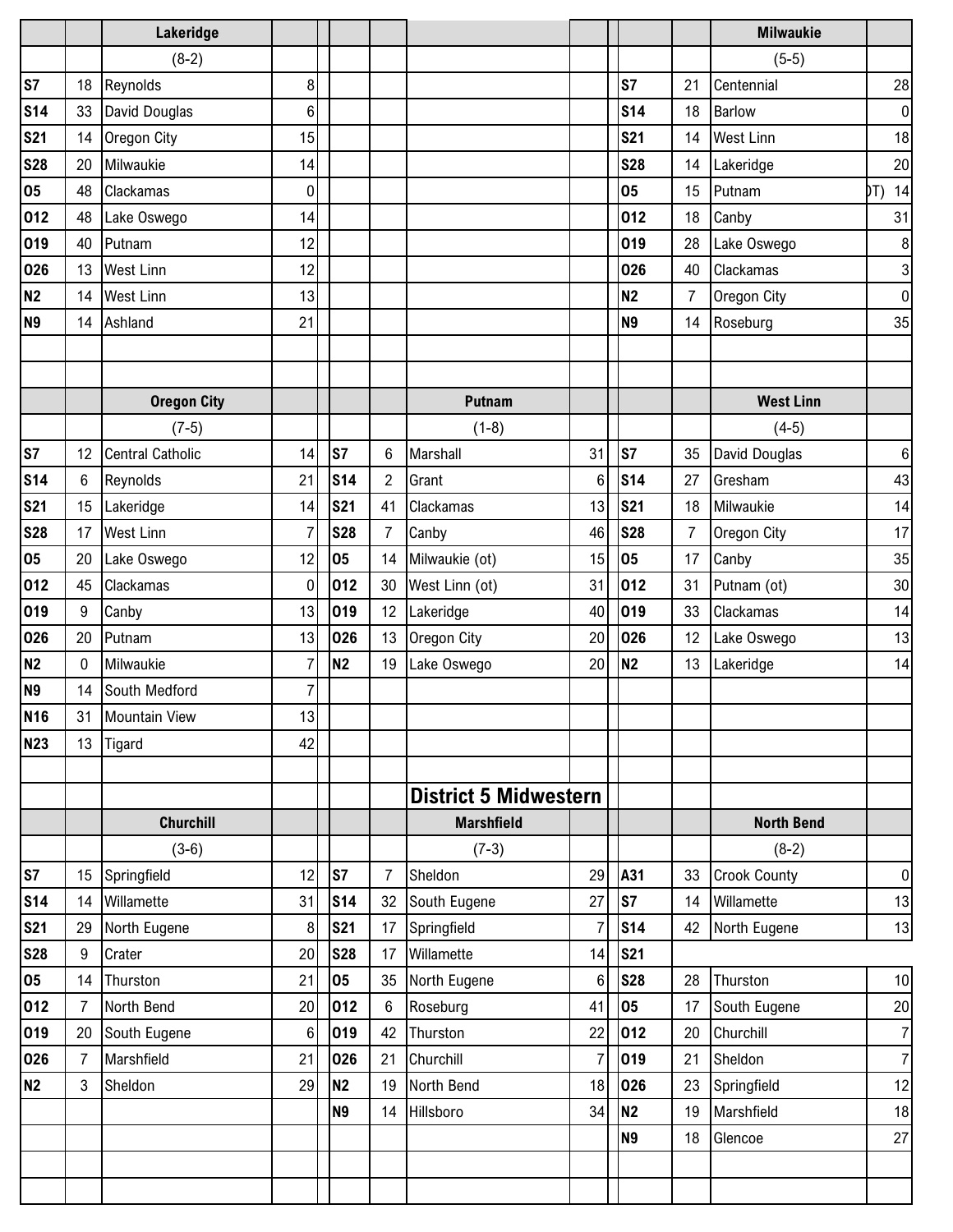### Lakeridge

(8-2)

| Date | Score | Opponent | Opp. Score |
|---|---|---|---|
| S7 | 18 | Reynolds | 8 |
| S14 | 33 | David Douglas | 6 |
| S21 | 14 | Oregon City | 15 |
| S28 | 20 | Milwaukie | 14 |
| O5 | 48 | Clackamas | 0 |
| O12 | 48 | Lake Oswego | 14 |
| O19 | 40 | Putnam | 12 |
| O26 | 13 | West Linn | 12 |
| N2 | 14 | West Linn | 13 |
| N9 | 14 | Ashland | 21 |

### Milwaukie

(5-5)

| Date | Score | Opponent | Opp. Score |
|---|---|---|---|
| S7 | 21 | Centennial | 28 |
| S14 | 18 | Barlow | 0 |
| S21 | 14 | West Linn | 18 |
| S28 | 14 | Lakeridge | 20 |
| O5 | 15 | Putnam (OT) | 14 |
| O12 | 18 | Canby | 31 |
| O19 | 28 | Lake Oswego | 8 |
| O26 | 40 | Clackamas | 3 |
| N2 | 7 | Oregon City | 0 |
| N9 | 14 | Roseburg | 35 |

### Oregon City

(7-5)

| Date | Score | Opponent | Opp. Score |
|---|---|---|---|
| S7 | 12 | Central Catholic | 14 |
| S14 | 6 | Reynolds | 21 |
| S21 | 15 | Lakeridge | 14 |
| S28 | 17 | West Linn | 7 |
| O5 | 20 | Lake Oswego | 12 |
| O12 | 45 | Clackamas | 0 |
| O19 | 9 | Canby | 13 |
| O26 | 20 | Putnam | 13 |
| N2 | 0 | Milwaukie | 7 |
| N9 | 14 | South Medford | 7 |
| N16 | 31 | Mountain View | 13 |
| N23 | 13 | Tigard | 42 |

### Putnam

(1-8)

| Date | Score | Opponent | Opp. Score |
|---|---|---|---|
| S7 | 6 | Marshall | 31 |
| S14 | 2 | Grant | 6 |
| S21 | 41 | Clackamas | 13 |
| S28 | 7 | Canby | 46 |
| O5 | 14 | Milwaukie (ot) | 15 |
| O12 | 30 | West Linn (ot) | 31 |
| O19 | 12 | Lakeridge | 40 |
| O26 | 13 | Oregon City | 20 |
| N2 | 19 | Lake Oswego | 20 |

### West Linn

(4-5)

| Date | Score | Opponent | Opp. Score |
|---|---|---|---|
| S7 | 35 | David Douglas | 6 |
| S14 | 27 | Gresham | 43 |
| S21 | 18 | Milwaukie | 14 |
| S28 | 7 | Oregon City | 17 |
| O5 | 17 | Canby | 35 |
| O12 | 31 | Putnam (ot) | 30 |
| O19 | 33 | Clackamas | 14 |
| O26 | 12 | Lake Oswego | 13 |
| N2 | 13 | Lakeridge | 14 |

## District 5 Midwestern

### Churchill

(3-6)

| Date | Score | Opponent | Opp. Score |
|---|---|---|---|
| S7 | 15 | Springfield | 12 |
| S14 | 14 | Willamette | 31 |
| S21 | 29 | North Eugene | 8 |
| S28 | 9 | Crater | 20 |
| O5 | 14 | Thurston | 21 |
| O12 | 7 | North Bend | 20 |
| O19 | 20 | South Eugene | 6 |
| O26 | 7 | Marshfield | 21 |
| N2 | 3 | Sheldon | 29 |

### Marshfield

(7-3)

| Date | Score | Opponent | Opp. Score |
|---|---|---|---|
| S7 | 7 | Sheldon | 29 |
| S14 | 32 | South Eugene | 27 |
| S21 | 17 | Springfield | 7 |
| S28 | 17 | Willamette | 14 |
| O5 | 35 | North Eugene | 6 |
| O12 | 6 | Roseburg | 41 |
| O19 | 42 | Thurston | 22 |
| O26 | 21 | Churchill | 7 |
| N2 | 19 | North Bend | 18 |
| N9 | 14 | Hillsboro | 34 |

### North Bend

(8-2)

| Date | Score | Opponent | Opp. Score |
|---|---|---|---|
| A31 | 33 | Crook County | 0 |
| S7 | 14 | Willamette | 13 |
| S14 | 42 | North Eugene | 13 |
| S21 | | | |
| S28 | 28 | Thurston | 10 |
| O5 | 17 | South Eugene | 20 |
| O12 | 20 | Churchill | 7 |
| O19 | 21 | Sheldon | 7 |
| O26 | 23 | Springfield | 12 |
| N2 | 19 | Marshfield | 18 |
| N9 | 18 | Glencoe | 27 |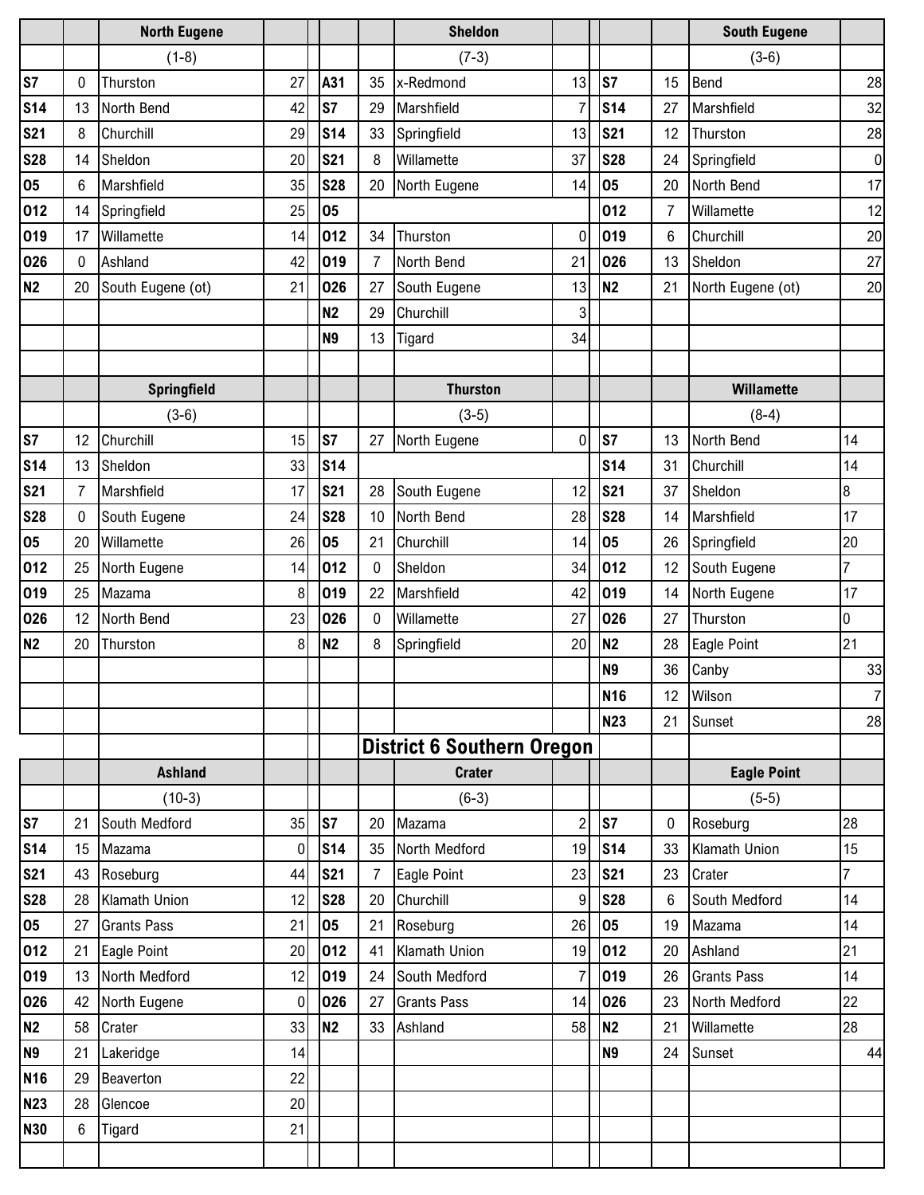| | | North Eugene | | | | Sheldon | | | | South Eugene | |
|---|---|---|---|---|---|---|---|---|---|---|---|
| | | (1-8) | | | | (7-3) | | | | (3-6) | |
| S7 | 0 | Thurston | 27 | A31 | 35 | x-Redmond | 13 | S7 | 15 | Bend | 28 |
| S14 | 13 | North Bend | 42 | S7 | 29 | Marshfield | 7 | S14 | 27 | Marshfield | 32 |
| S21 | 8 | Churchill | 29 | S14 | 33 | Springfield | 13 | S21 | 12 | Thurston | 28 |
| S28 | 14 | Sheldon | 20 | S21 | 8 | Willamette | 37 | S28 | 24 | Springfield | 0 |
| O5 | 6 | Marshfield | 35 | S28 | 20 | North Eugene | 14 | O5 | 20 | North Bend | 17 |
| O12 | 14 | Springfield | 25 | O5 | | | | O12 | 7 | Willamette | 12 |
| O19 | 17 | Willamette | 14 | O12 | 34 | Thurston | 0 | O19 | 6 | Churchill | 20 |
| O26 | 0 | Ashland | 42 | O19 | 7 | North Bend | 21 | O26 | 13 | Sheldon | 27 |
| N2 | 20 | South Eugene (ot) | 21 | O26 | 27 | South Eugene | 13 | N2 | 21 | North Eugene (ot) | 20 |
| | | | | N2 | 29 | Churchill | 3 | | | | |
| | | | | N9 | 13 | Tigard | 34 | | | | |

| | | Springfield | | | | Thurston | | | | Willamette | |
|---|---|---|---|---|---|---|---|---|---|---|---|
| | | (3-6) | | | | (3-5) | | | | (8-4) | |
| S7 | 12 | Churchill | 15 | S7 | 27 | North Eugene | 0 | S7 | 13 | North Bend | 14 |
| S14 | 13 | Sheldon | 33 | S14 | | | | S14 | 31 | Churchill | 14 |
| S21 | 7 | Marshfield | 17 | S21 | 28 | South Eugene | 12 | S21 | 37 | Sheldon | 8 |
| S28 | 0 | South Eugene | 24 | S28 | 10 | North Bend | 28 | S28 | 14 | Marshfield | 17 |
| O5 | 20 | Willamette | 26 | O5 | 21 | Churchill | 14 | O5 | 26 | Springfield | 20 |
| O12 | 25 | North Eugene | 14 | O12 | 0 | Sheldon | 34 | O12 | 12 | South Eugene | 7 |
| O19 | 25 | Mazama | 8 | O19 | 22 | Marshfield | 42 | O19 | 14 | North Eugene | 17 |
| O26 | 12 | North Bend | 23 | O26 | 0 | Willamette | 27 | O26 | 27 | Thurston | 0 |
| N2 | 20 | Thurston | 8 | N2 | 8 | Springfield | 20 | N2 | 28 | Eagle Point | 21 |
| | | | | | | | | N9 | 36 | Canby | 33 |
| | | | | | | | | N16 | 12 | Wilson | 7 |
| | | | | | | | | N23 | 21 | Sunset | 28 |

## District 6 Southern Oregon

| | | Ashland | | | | Crater | | | | Eagle Point | |
|---|---|---|---|---|---|---|---|---|---|---|---|
| | | (10-3) | | | | (6-3) | | | | (5-5) | |
| S7 | 21 | South Medford | 35 | S7 | 20 | Mazama | 2 | S7 | 0 | Roseburg | 28 |
| S14 | 15 | Mazama | 0 | S14 | 35 | North Medford | 19 | S14 | 33 | Klamath Union | 15 |
| S21 | 43 | Roseburg | 44 | S21 | 7 | Eagle Point | 23 | S21 | 23 | Crater | 7 |
| S28 | 28 | Klamath Union | 12 | S28 | 20 | Churchill | 9 | S28 | 6 | South Medford | 14 |
| O5 | 27 | Grants Pass | 21 | O5 | 21 | Roseburg | 26 | O5 | 19 | Mazama | 14 |
| O12 | 21 | Eagle Point | 20 | O12 | 41 | Klamath Union | 19 | O12 | 20 | Ashland | 21 |
| O19 | 13 | North Medford | 12 | O19 | 24 | South Medford | 7 | O19 | 26 | Grants Pass | 14 |
| O26 | 42 | North Eugene | 0 | O26 | 27 | Grants Pass | 14 | O26 | 23 | North Medford | 22 |
| N2 | 58 | Crater | 33 | N2 | 33 | Ashland | 58 | N2 | 21 | Willamette | 28 |
| N9 | 21 | Lakeridge | 14 | | | | | N9 | 24 | Sunset | 44 |
| N16 | 29 | Beaverton | 22 | | | | | | | | |
| N23 | 28 | Glencoe | 20 | | | | | | | | |
| N30 | 6 | Tigard | 21 | | | | | | | | |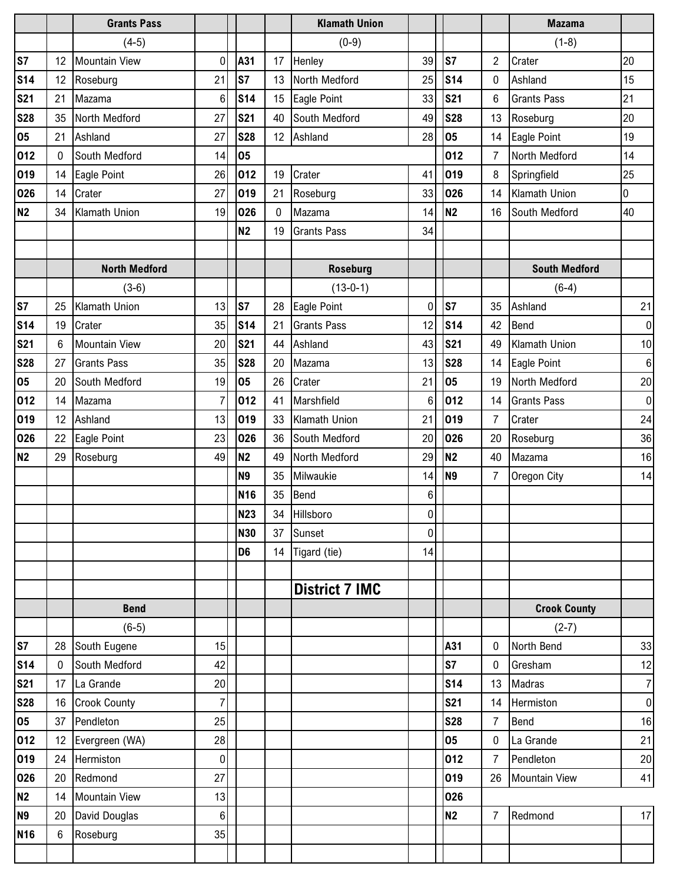## Grants Pass

(4-5)

| Date | Score | Opponent | Opp Score |
|---|---|---|---|
| S7 | 12 | Mountain View | 0 |
| S14 | 12 | Roseburg | 21 |
| S21 | 21 | Mazama | 6 |
| S28 | 35 | North Medford | 27 |
| O5 | 21 | Ashland | 27 |
| O12 | 0 | South Medford | 14 |
| O19 | 14 | Eagle Point | 26 |
| O26 | 14 | Crater | 27 |
| N2 | 34 | Klamath Union | 19 |

## Klamath Union

(0-9)

| Date | Score | Opponent | Opp Score |
|---|---|---|---|
| A31 | 17 | Henley | 39 |
| S7 | 13 | North Medford | 25 |
| S14 | 15 | Eagle Point | 33 |
| S21 | 40 | South Medford | 49 |
| S28 | 12 | Ashland | 28 |
| O5 | | | |
| O12 | 19 | Crater | 41 |
| O19 | 21 | Roseburg | 33 |
| O26 | 0 | Mazama | 14 |
| N2 | 19 | Grants Pass | 34 |

## Mazama

(1-8)

| Date | Score | Opponent | Opp Score |
|---|---|---|---|
| S7 | 2 | Crater | 20 |
| S14 | 0 | Ashland | 15 |
| S21 | 6 | Grants Pass | 21 |
| S28 | 13 | Roseburg | 20 |
| O5 | 14 | Eagle Point | 19 |
| O12 | 7 | North Medford | 14 |
| O19 | 8 | Springfield | 25 |
| O26 | 14 | Klamath Union | 0 |
| N2 | 16 | South Medford | 40 |

## North Medford

(3-6)

| Date | Score | Opponent | Opp Score |
|---|---|---|---|
| S7 | 25 | Klamath Union | 13 |
| S14 | 19 | Crater | 35 |
| S21 | 6 | Mountain View | 20 |
| S28 | 27 | Grants Pass | 35 |
| O5 | 20 | South Medford | 19 |
| O12 | 14 | Mazama | 7 |
| O19 | 12 | Ashland | 13 |
| O26 | 22 | Eagle Point | 23 |
| N2 | 29 | Roseburg | 49 |

## Roseburg

(13-0-1)

| Date | Score | Opponent | Opp Score |
|---|---|---|---|
| S7 | 28 | Eagle Point | 0 |
| S14 | 21 | Grants Pass | 12 |
| S21 | 44 | Ashland | 43 |
| S28 | 20 | Mazama | 13 |
| O5 | 26 | Crater | 21 |
| O12 | 41 | Marshfield | 6 |
| O19 | 33 | Klamath Union | 21 |
| O26 | 36 | South Medford | 20 |
| N2 | 49 | North Medford | 29 |
| N9 | 35 | Milwaukie | 14 |
| N16 | 35 | Bend | 6 |
| N23 | 34 | Hillsboro | 0 |
| N30 | 37 | Sunset | 0 |
| D6 | 14 | Tigard (tie) | 14 |

## South Medford

(6-4)

| Date | Score | Opponent | Opp Score |
|---|---|---|---|
| S7 | 35 | Ashland | 21 |
| S14 | 42 | Bend | 0 |
| S21 | 49 | Klamath Union | 10 |
| S28 | 14 | Eagle Point | 6 |
| O5 | 19 | North Medford | 20 |
| O12 | 14 | Grants Pass | 0 |
| O19 | 7 | Crater | 24 |
| O26 | 20 | Roseburg | 36 |
| N2 | 40 | Mazama | 16 |
| N9 | 7 | Oregon City | 14 |

# District 7 IMC

## Bend

(6-5)

| Date | Score | Opponent | Opp Score |
|---|---|---|---|
| S7 | 28 | South Eugene | 15 |
| S14 | 0 | South Medford | 42 |
| S21 | 17 | La Grande | 20 |
| S28 | 16 | Crook County | 7 |
| O5 | 37 | Pendleton | 25 |
| O12 | 12 | Evergreen (WA) | 28 |
| O19 | 24 | Hermiston | 0 |
| O26 | 20 | Redmond | 27 |
| N2 | 14 | Mountain View | 13 |
| N9 | 20 | David Douglas | 6 |
| N16 | 6 | Roseburg | 35 |

## Crook County

(2-7)

| Date | Score | Opponent | Opp Score |
|---|---|---|---|
| A31 | 0 | North Bend | 33 |
| S7 | 0 | Gresham | 12 |
| S14 | 13 | Madras | 7 |
| S21 | 14 | Hermiston | 0 |
| S28 | 7 | Bend | 16 |
| O5 | 0 | La Grande | 21 |
| O12 | 7 | Pendleton | 20 |
| O19 | 26 | Mountain View | 41 |
| O26 | | | |
| N2 | 7 | Redmond | 17 |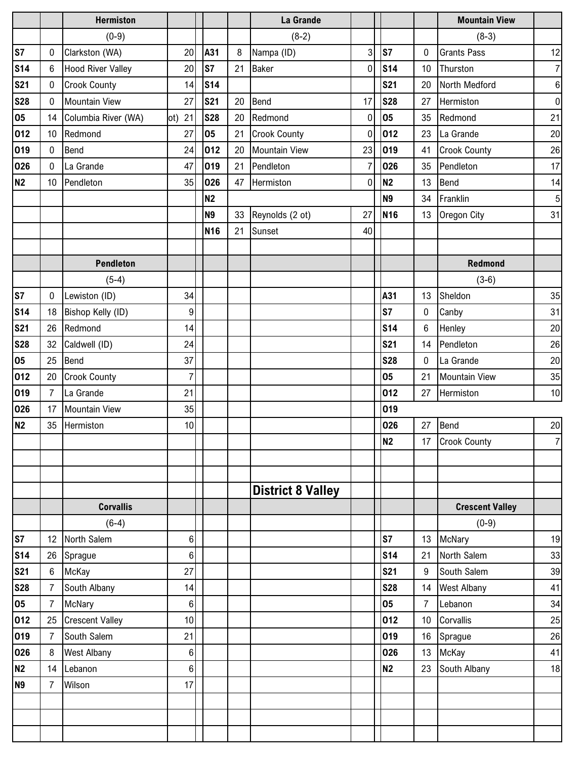| | | Hermiston | | | | La Grande | | | | Mountain View | |
|---|---|---|---|---|---|---|---|---|---|---|---|
| | | (0-9) | | | | (8-2) | | | | (8-3) | |
| S7 | 0 | Clarkston (WA) | 20 | A31 | 8 | Nampa (ID) | 3 | S7 | 0 | Grants Pass | 12 |
| S14 | 6 | Hood River Valley | 20 | S7 | 21 | Baker | 0 | S14 | 10 | Thurston | 7 |
| S21 | 0 | Crook County | 14 | S14 | | | | S21 | 20 | North Medford | 6 |
| S28 | 0 | Mountain View | 27 | S21 | 20 | Bend | 17 | S28 | 27 | Hermiston | 0 |
| O5 | 14 | Columbia River (WA) | ot) 21 | S28 | 20 | Redmond | 0 | O5 | 35 | Redmond | 21 |
| O12 | 10 | Redmond | 27 | O5 | 21 | Crook County | 0 | O12 | 23 | La Grande | 20 |
| O19 | 0 | Bend | 24 | O12 | 20 | Mountain View | 23 | O19 | 41 | Crook County | 26 |
| O26 | 0 | La Grande | 47 | O19 | 21 | Pendleton | 7 | O26 | 35 | Pendleton | 17 |
| N2 | 10 | Pendleton | 35 | O26 | 47 | Hermiston | 0 | N2 | 13 | Bend | 14 |
| | | | | N2 | | | | N9 | 34 | Franklin | 5 |
| | | | | N9 | 33 | Reynolds (2 ot) | 27 | N16 | 13 | Oregon City | 31 |
| | | | | N16 | 21 | Sunset | 40 | | | | |

| | | Pendleton | | | | Redmond | |
|---|---|---|---|---|---|---|---|
| | | (5-4) | | | | (3-6) | |
| S7 | 0 | Lewiston (ID) | 34 | A31 | 13 | Sheldon | 35 |
| S14 | 18 | Bishop Kelly (ID) | 9 | S7 | 0 | Canby | 31 |
| S21 | 26 | Redmond | 14 | S14 | 6 | Henley | 20 |
| S28 | 32 | Caldwell (ID) | 24 | S21 | 14 | Pendleton | 26 |
| O5 | 25 | Bend | 37 | S28 | 0 | La Grande | 20 |
| O12 | 20 | Crook County | 7 | O5 | 21 | Mountain View | 35 |
| O19 | 7 | La Grande | 21 | O12 | 27 | Hermiston | 10 |
| O26 | 17 | Mountain View | 35 | O19 | | | |
| N2 | 35 | Hermiston | 10 | O26 | 27 | Bend | 20 |
| | | | | N2 | 17 | Crook County | 7 |

## District 8 Valley

| | | Corvallis | | | | Crescent Valley | |
|---|---|---|---|---|---|---|---|
| | | (6-4) | | | | (0-9) | |
| S7 | 12 | North Salem | 6 | S7 | 13 | McNary | 19 |
| S14 | 26 | Sprague | 6 | S14 | 21 | North Salem | 33 |
| S21 | 6 | McKay | 27 | S21 | 9 | South Salem | 39 |
| S28 | 7 | South Albany | 14 | S28 | 14 | West Albany | 41 |
| O5 | 7 | McNary | 6 | O5 | 7 | Lebanon | 34 |
| O12 | 25 | Crescent Valley | 10 | O12 | 10 | Corvallis | 25 |
| O19 | 7 | South Salem | 21 | O19 | 16 | Sprague | 26 |
| O26 | 8 | West Albany | 6 | O26 | 13 | McKay | 41 |
| N2 | 14 | Lebanon | 6 | N2 | 23 | South Albany | 18 |
| N9 | 7 | Wilson | 17 | | | | |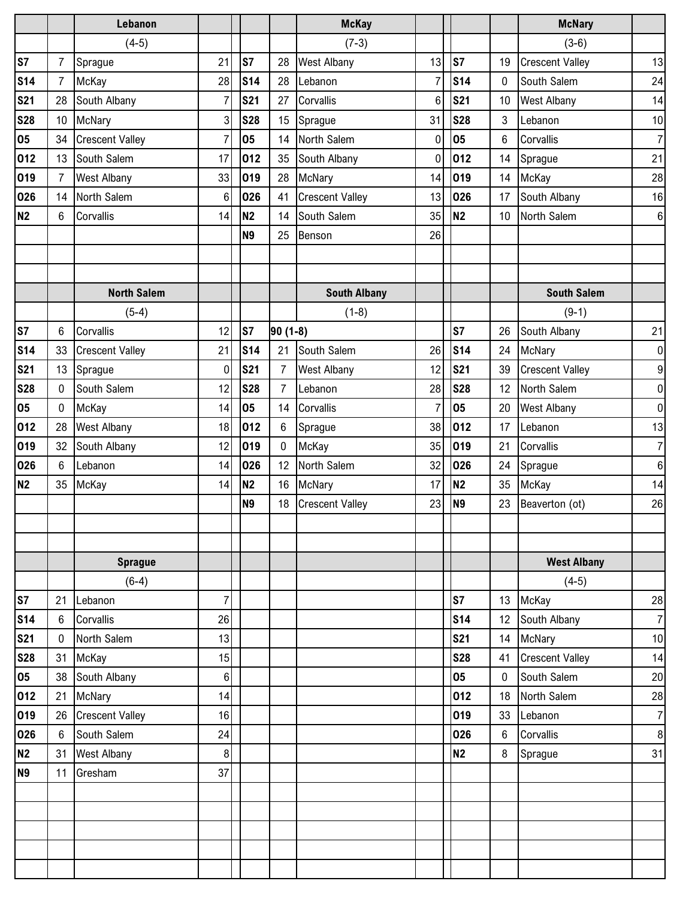### Lebanon

(4-5)

| Date | Score | Opponent | Opp |
|---|---|---|---|
| S7 | 7 | Sprague | 21 |
| S14 | 7 | McKay | 28 |
| S21 | 28 | South Albany | 7 |
| S28 | 10 | McNary | 3 |
| O5 | 34 | Crescent Valley | 7 |
| O12 | 13 | South Salem | 17 |
| O19 | 7 | West Albany | 33 |
| O26 | 14 | North Salem | 6 |
| N2 | 6 | Corvallis | 14 |

### McKay

(7-3)

| Date | Score | Opponent | Opp |
|---|---|---|---|
| S7 | 28 | West Albany | 13 |
| S14 | 28 | Lebanon | 7 |
| S21 | 27 | Corvallis | 6 |
| S28 | 15 | Sprague | 31 |
| O5 | 14 | North Salem | 0 |
| O12 | 35 | South Albany | 0 |
| O19 | 28 | McNary | 14 |
| O26 | 41 | Crescent Valley | 13 |
| N2 | 14 | South Salem | 35 |
| N9 | 25 | Benson | 26 |

### McNary

(3-6)

| Date | Score | Opponent | Opp |
|---|---|---|---|
| S7 | 19 | Crescent Valley | 13 |
| S14 | 0 | South Salem | 24 |
| S21 | 10 | West Albany | 14 |
| S28 | 3 | Lebanon | 10 |
| O5 | 6 | Corvallis | 7 |
| O12 | 14 | Sprague | 21 |
| O19 | 14 | McKay | 28 |
| O26 | 17 | South Albany | 16 |
| N2 | 10 | North Salem | 6 |

### North Salem

(5-4)

| Date | Score | Opponent | Opp |
|---|---|---|---|
| S7 | 6 | Corvallis | 12 |
| S14 | 33 | Crescent Valley | 21 |
| S21 | 13 | Sprague | 0 |
| S28 | 0 | South Salem | 12 |
| O5 | 0 | McKay | 14 |
| O12 | 28 | West Albany | 18 |
| O19 | 32 | South Albany | 12 |
| O26 | 6 | Lebanon | 14 |
| N2 | 35 | McKay | 14 |

### South Albany

(1-8)

| Date | Score | Opponent | Opp |
|---|---|---|---|
| S7 | 90 (1-8) | | |
| S14 | 21 | South Salem | 26 |
| S21 | 7 | West Albany | 12 |
| S28 | 7 | Lebanon | 28 |
| O5 | 14 | Corvallis | 7 |
| O12 | 6 | Sprague | 38 |
| O19 | 0 | McKay | 35 |
| O26 | 12 | North Salem | 32 |
| N2 | 16 | McNary | 17 |
| N9 | 18 | Crescent Valley | 23 |

### South Salem

(9-1)

| Date | Score | Opponent | Opp |
|---|---|---|---|
| S7 | 26 | South Albany | 21 |
| S14 | 24 | McNary | 0 |
| S21 | 39 | Crescent Valley | 9 |
| S28 | 12 | North Salem | 0 |
| O5 | 20 | West Albany | 0 |
| O12 | 17 | Lebanon | 13 |
| O19 | 21 | Corvallis | 7 |
| O26 | 24 | Sprague | 6 |
| N2 | 35 | McKay | 14 |
| N9 | 23 | Beaverton (ot) | 26 |

### Sprague

(6-4)

| Date | Score | Opponent | Opp |
|---|---|---|---|
| S7 | 21 | Lebanon | 7 |
| S14 | 6 | Corvallis | 26 |
| S21 | 0 | North Salem | 13 |
| S28 | 31 | McKay | 15 |
| O5 | 38 | South Albany | 6 |
| O12 | 21 | McNary | 14 |
| O19 | 26 | Crescent Valley | 16 |
| O26 | 6 | South Salem | 24 |
| N2 | 31 | West Albany | 8 |
| N9 | 11 | Gresham | 37 |

### West Albany

(4-5)

| Date | Score | Opponent | Opp |
|---|---|---|---|
| S7 | 13 | McKay | 28 |
| S14 | 12 | South Albany | 7 |
| S21 | 14 | McNary | 10 |
| S28 | 41 | Crescent Valley | 14 |
| O5 | 0 | South Salem | 20 |
| O12 | 18 | North Salem | 28 |
| O19 | 33 | Lebanon | 7 |
| O26 | 6 | Corvallis | 8 |
| N2 | 8 | Sprague | 31 |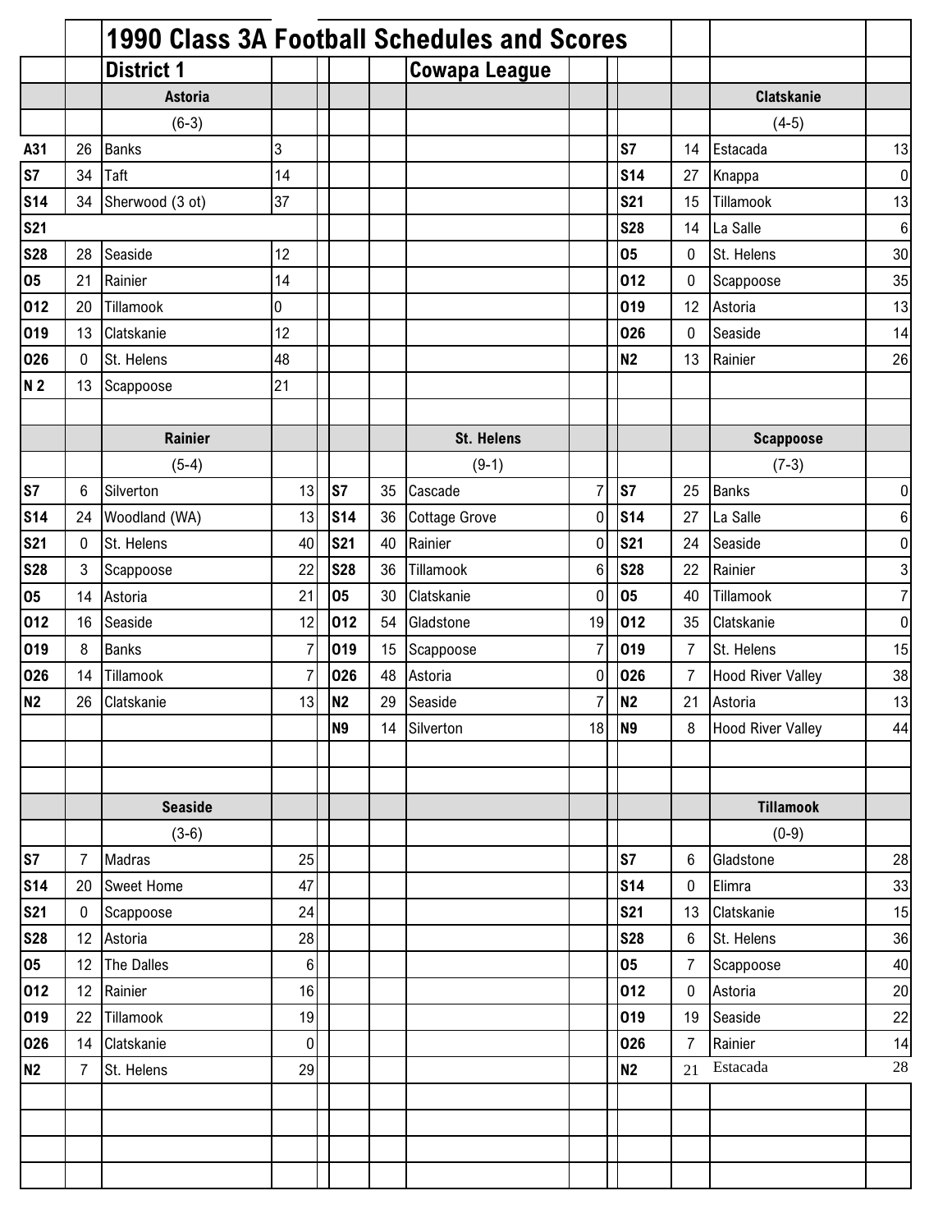# 1990 Class 3A Football Schedules and Scores

## District 1 — Cowapa League

### Astoria (6-3)

| Date | Score | Opponent | Opp. Score |
|---|---|---|---|
| A31 | 26 | Banks | 3 |
| S7 | 34 | Taft | 14 |
| S14 | 34 | Sherwood (3 ot) | 37 |
| S21 | | | |
| S28 | 28 | Seaside | 12 |
| O5 | 21 | Rainier | 14 |
| O12 | 20 | Tillamook | 0 |
| O19 | 13 | Clatskanie | 12 |
| O26 | 0 | St. Helens | 48 |
| N 2 | 13 | Scappoose | 21 |

### Clatskanie (4-5)

| Date | Score | Opponent | Opp. Score |
|---|---|---|---|
| S7 | 14 | Estacada | 13 |
| S14 | 27 | Knappa | 0 |
| S21 | 15 | Tillamook | 13 |
| S28 | 14 | La Salle | 6 |
| O5 | 0 | St. Helens | 30 |
| O12 | 0 | Scappoose | 35 |
| O19 | 12 | Astoria | 13 |
| O26 | 0 | Seaside | 14 |
| N2 | 13 | Rainier | 26 |

### Rainier (5-4)

| Date | Score | Opponent | Opp. Score |
|---|---|---|---|
| S7 | 6 | Silverton | 13 |
| S14 | 24 | Woodland (WA) | 13 |
| S21 | 0 | St. Helens | 40 |
| S28 | 3 | Scappoose | 22 |
| O5 | 14 | Astoria | 21 |
| O12 | 16 | Seaside | 12 |
| O19 | 8 | Banks | 7 |
| O26 | 14 | Tillamook | 7 |
| N2 | 26 | Clatskanie | 13 |

### St. Helens (9-1)

| Date | Score | Opponent | Opp. Score |
|---|---|---|---|
| S7 | 35 | Cascade | 7 |
| S14 | 36 | Cottage Grove | 0 |
| S21 | 40 | Rainier | 0 |
| S28 | 36 | Tillamook | 6 |
| O5 | 30 | Clatskanie | 0 |
| O12 | 54 | Gladstone | 19 |
| O19 | 15 | Scappoose | 7 |
| O26 | 48 | Astoria | 0 |
| N2 | 29 | Seaside | 7 |
| N9 | 14 | Silverton | 18 |

### Scappoose (7-3)

| Date | Score | Opponent | Opp. Score |
|---|---|---|---|
| S7 | 25 | Banks | 0 |
| S14 | 27 | La Salle | 6 |
| S21 | 24 | Seaside | 0 |
| S28 | 22 | Rainier | 3 |
| O5 | 40 | Tillamook | 7 |
| O12 | 35 | Clatskanie | 0 |
| O19 | 7 | St. Helens | 15 |
| O26 | 7 | Hood River Valley | 38 |
| N2 | 21 | Astoria | 13 |
| N9 | 8 | Hood River Valley | 44 |

### Seaside (3-6)

| Date | Score | Opponent | Opp. Score |
|---|---|---|---|
| S7 | 7 | Madras | 25 |
| S14 | 20 | Sweet Home | 47 |
| S21 | 0 | Scappoose | 24 |
| S28 | 12 | Astoria | 28 |
| O5 | 12 | The Dalles | 6 |
| O12 | 12 | Rainier | 16 |
| O19 | 22 | Tillamook | 19 |
| O26 | 14 | Clatskanie | 0 |
| N2 | 7 | St. Helens | 29 |

### Tillamook (0-9)

| Date | Score | Opponent | Opp. Score |
|---|---|---|---|
| S7 | 6 | Gladstone | 28 |
| S14 | 0 | Elimra | 33 |
| S21 | 13 | Clatskanie | 15 |
| S28 | 6 | St. Helens | 36 |
| O5 | 7 | Scappoose | 40 |
| O12 | 0 | Astoria | 20 |
| O19 | 19 | Seaside | 22 |
| O26 | 7 | Rainier | 14 |
| N2 | 21 | Estacada | 28 |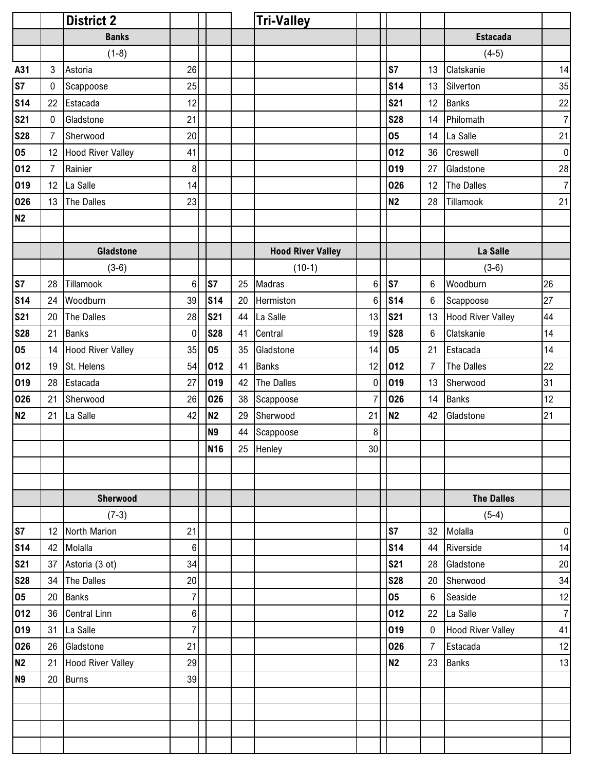## District 2

## Tri-Valley

### Banks

(1-8)

| Date | Score | Opponent | Opp |
|---|---|---|---|
| A31 | 3 | Astoria | 26 |
| S7 | 0 | Scappoose | 25 |
| S14 | 22 | Estacada | 12 |
| S21 | 0 | Gladstone | 21 |
| S28 | 7 | Sherwood | 20 |
| O5 | 12 | Hood River Valley | 41 |
| O12 | 7 | Rainier | 8 |
| O19 | 12 | La Salle | 14 |
| O26 | 13 | The Dalles | 23 |
| N2 | | | |

### Estacada

(4-5)

| Date | Score | Opponent | Opp |
|---|---|---|---|
| S7 | 13 | Clatskanie | 14 |
| S14 | 13 | Silverton | 35 |
| S21 | 12 | Banks | 22 |
| S28 | 14 | Philomath | 7 |
| O5 | 14 | La Salle | 21 |
| O12 | 36 | Creswell | 0 |
| O19 | 27 | Gladstone | 28 |
| O26 | 12 | The Dalles | 7 |
| N2 | 28 | Tillamook | 21 |

### Gladstone

(3-6)

| Date | Score | Opponent | Opp |
|---|---|---|---|
| S7 | 28 | Tillamook | 6 |
| S14 | 24 | Woodburn | 39 |
| S21 | 20 | The Dalles | 28 |
| S28 | 21 | Banks | 0 |
| O5 | 14 | Hood River Valley | 35 |
| O12 | 19 | St. Helens | 54 |
| O19 | 28 | Estacada | 27 |
| O26 | 21 | Sherwood | 26 |
| N2 | 21 | La Salle | 42 |

### Hood River Valley

(10-1)

| Date | Score | Opponent | Opp |
|---|---|---|---|
| S7 | 25 | Madras | 6 |
| S14 | 20 | Hermiston | 6 |
| S21 | 44 | La Salle | 13 |
| S28 | 41 | Central | 19 |
| O5 | 35 | Gladstone | 14 |
| O12 | 41 | Banks | 12 |
| O19 | 42 | The Dalles | 0 |
| O26 | 38 | Scappoose | 7 |
| N2 | 29 | Sherwood | 21 |
| N9 | 44 | Scappoose | 8 |
| N16 | 25 | Henley | 30 |

### La Salle

(3-6)

| Date | Score | Opponent | Opp |
|---|---|---|---|
| S7 | 6 | Woodburn | 26 |
| S14 | 6 | Scappoose | 27 |
| S21 | 13 | Hood River Valley | 44 |
| S28 | 6 | Clatskanie | 14 |
| O5 | 21 | Estacada | 14 |
| O12 | 7 | The Dalles | 22 |
| O19 | 13 | Sherwood | 31 |
| O26 | 14 | Banks | 12 |
| N2 | 42 | Gladstone | 21 |

### Sherwood

(7-3)

| Date | Score | Opponent | Opp |
|---|---|---|---|
| S7 | 12 | North Marion | 21 |
| S14 | 42 | Molalla | 6 |
| S21 | 37 | Astoria (3 ot) | 34 |
| S28 | 34 | The Dalles | 20 |
| O5 | 20 | Banks | 7 |
| O12 | 36 | Central Linn | 6 |
| O19 | 31 | La Salle | 7 |
| O26 | 26 | Gladstone | 21 |
| N2 | 21 | Hood River Valley | 29 |
| N9 | 20 | Burns | 39 |

### The Dalles

(5-4)

| Date | Score | Opponent | Opp |
|---|---|---|---|
| S7 | 32 | Molalla | 0 |
| S14 | 44 | Riverside | 14 |
| S21 | 28 | Gladstone | 20 |
| S28 | 20 | Sherwood | 34 |
| O5 | 6 | Seaside | 12 |
| O12 | 22 | La Salle | 7 |
| O19 | 0 | Hood River Valley | 41 |
| O26 | 7 | Estacada | 12 |
| N2 | 23 | Banks | 13 |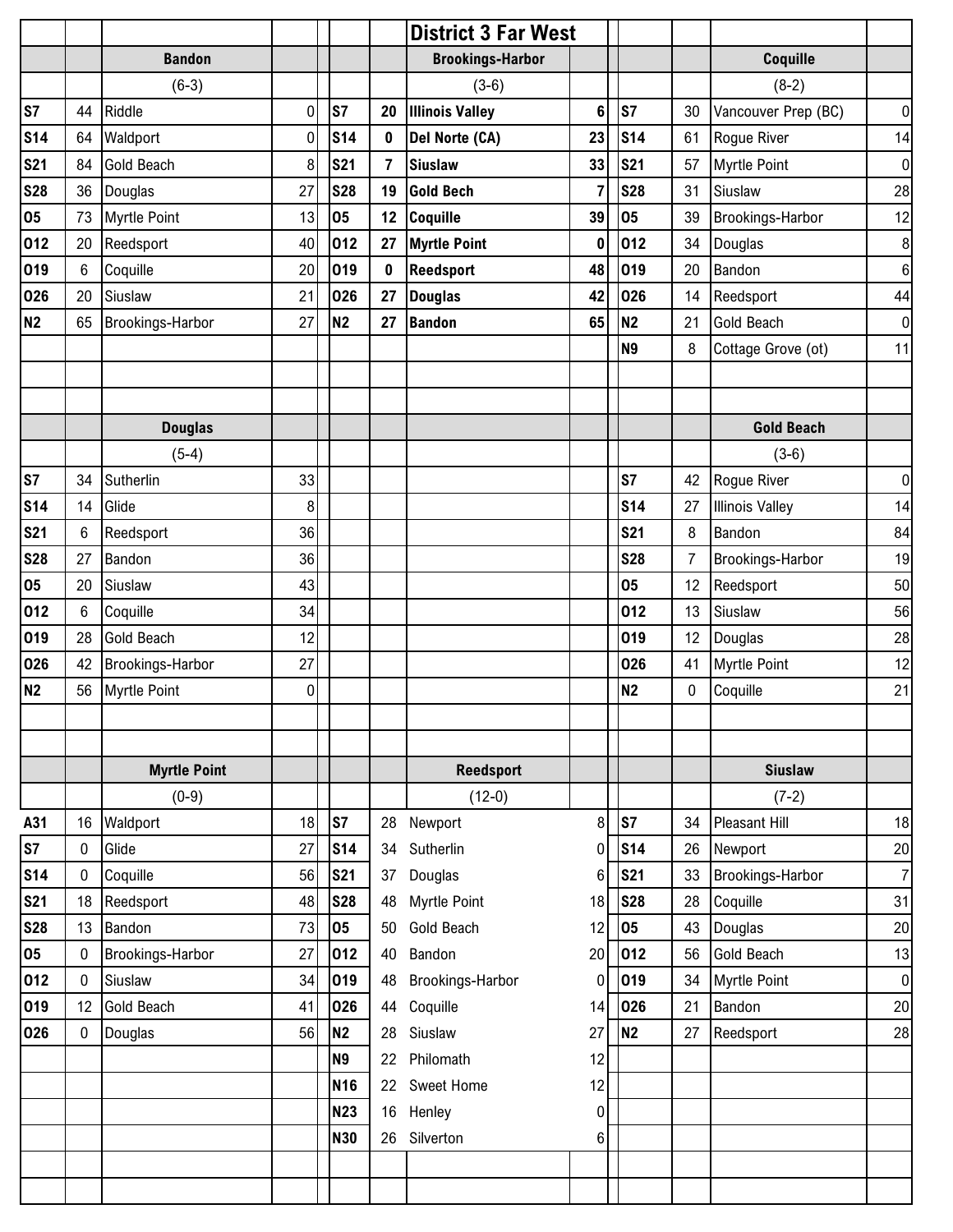# District 3 Far West

## Bandon

(6-3)

| Date | Score | Opponent | Opp |
|---|---|---|---|
| S7 | 44 | Riddle | 0 |
| S14 | 64 | Waldport | 0 |
| S21 | 84 | Gold Beach | 8 |
| S28 | 36 | Douglas | 27 |
| O5 | 73 | Myrtle Point | 13 |
| O12 | 20 | Reedsport | 40 |
| O19 | 6 | Coquille | 20 |
| O26 | 20 | Siuslaw | 21 |
| N2 | 65 | Brookings-Harbor | 27 |

## Brookings-Harbor

(3-6)

| Date | Score | Opponent | Opp |
|---|---|---|---|
| **S7** | **20** | **Illinois Valley** | **6** |
| **S14** | **0** | **Del Norte (CA)** | **23** |
| **S21** | **7** | **Siuslaw** | **33** |
| **S28** | **19** | **Gold Bech** | **7** |
| **O5** | **12** | **Coquille** | **39** |
| **O12** | **27** | **Myrtle Point** | **0** |
| **O19** | **0** | **Reedsport** | **48** |
| **O26** | **27** | **Douglas** | **42** |
| **N2** | **27** | **Bandon** | **65** |

## Coquille

(8-2)

| Date | Score | Opponent | Opp |
|---|---|---|---|
| S7 | 30 | Vancouver Prep (BC) | 0 |
| S14 | 61 | Rogue River | 14 |
| S21 | 57 | Myrtle Point | 0 |
| S28 | 31 | Siuslaw | 28 |
| O5 | 39 | Brookings-Harbor | 12 |
| O12 | 34 | Douglas | 8 |
| O19 | 20 | Bandon | 6 |
| O26 | 14 | Reedsport | 44 |
| N2 | 21 | Gold Beach | 0 |
| N9 | 8 | Cottage Grove (ot) | 11 |

## Douglas

(5-4)

| Date | Score | Opponent | Opp |
|---|---|---|---|
| S7 | 34 | Sutherlin | 33 |
| S14 | 14 | Glide | 8 |
| S21 | 6 | Reedsport | 36 |
| S28 | 27 | Bandon | 36 |
| O5 | 20 | Siuslaw | 43 |
| O12 | 6 | Coquille | 34 |
| O19 | 28 | Gold Beach | 12 |
| O26 | 42 | Brookings-Harbor | 27 |
| N2 | 56 | Myrtle Point | 0 |

## Gold Beach

(3-6)

| Date | Score | Opponent | Opp |
|---|---|---|---|
| S7 | 42 | Rogue River | 0 |
| S14 | 27 | Illinois Valley | 14 |
| S21 | 8 | Bandon | 84 |
| S28 | 7 | Brookings-Harbor | 19 |
| O5 | 12 | Reedsport | 50 |
| O12 | 13 | Siuslaw | 56 |
| O19 | 12 | Douglas | 28 |
| O26 | 41 | Myrtle Point | 12 |
| N2 | 0 | Coquille | 21 |

## Myrtle Point

(0-9)

| Date | Score | Opponent | Opp |
|---|---|---|---|
| A31 | 16 | Waldport | 18 |
| S7 | 0 | Glide | 27 |
| S14 | 0 | Coquille | 56 |
| S21 | 18 | Reedsport | 48 |
| S28 | 13 | Bandon | 73 |
| O5 | 0 | Brookings-Harbor | 27 |
| O12 | 0 | Siuslaw | 34 |
| O19 | 12 | Gold Beach | 41 |
| O26 | 0 | Douglas | 56 |

## Reedsport

(12-0)

| Date | Score | Opponent | Opp |
|---|---|---|---|
| S7 | 28 | Newport | 8 |
| S14 | 34 | Sutherlin | 0 |
| S21 | 37 | Douglas | 6 |
| S28 | 48 | Myrtle Point | 18 |
| O5 | 50 | Gold Beach | 12 |
| O12 | 40 | Bandon | 20 |
| O19 | 48 | Brookings-Harbor | 0 |
| O26 | 44 | Coquille | 14 |
| N2 | 28 | Siuslaw | 27 |
| N9 | 22 | Philomath | 12 |
| N16 | 22 | Sweet Home | 12 |
| N23 | 16 | Henley | 0 |
| N30 | 26 | Silverton | 6 |

## Siuslaw

(7-2)

| Date | Score | Opponent | Opp |
|---|---|---|---|
| S7 | 34 | Pleasant Hill | 18 |
| S14 | 26 | Newport | 20 |
| S21 | 33 | Brookings-Harbor | 7 |
| S28 | 28 | Coquille | 31 |
| O5 | 43 | Douglas | 20 |
| O12 | 56 | Gold Beach | 13 |
| O19 | 34 | Myrtle Point | 0 |
| O26 | 21 | Bandon | 20 |
| N2 | 27 | Reedsport | 28 |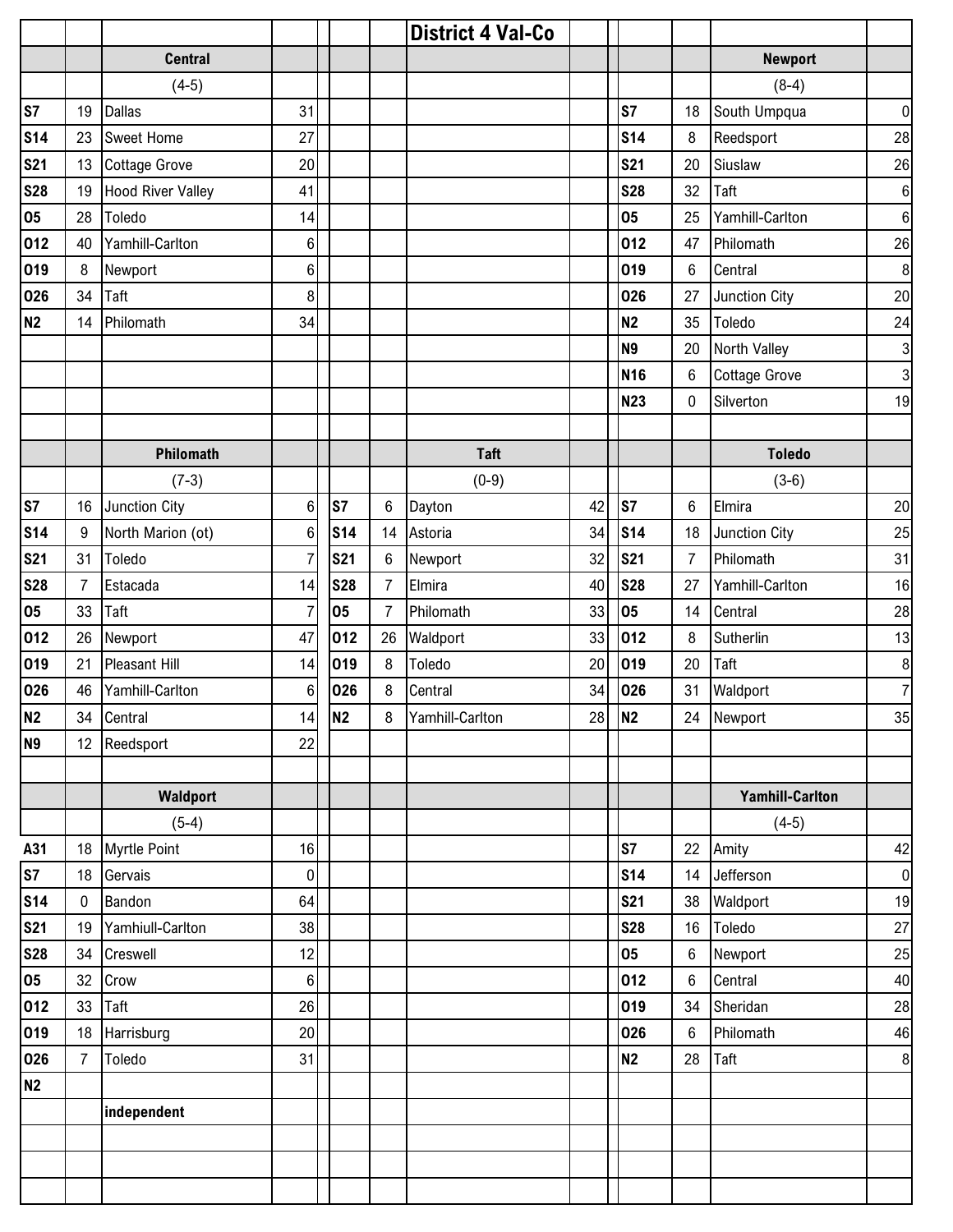# District 4 Val-Co

## Central

(4-5)

| Date | Score | Opponent | Opp |
|---|---|---|---|
| S7 | 19 | Dallas | 31 |
| S14 | 23 | Sweet Home | 27 |
| S21 | 13 | Cottage Grove | 20 |
| S28 | 19 | Hood River Valley | 41 |
| O5 | 28 | Toledo | 14 |
| O12 | 40 | Yamhill-Carlton | 6 |
| O19 | 8 | Newport | 6 |
| O26 | 34 | Taft | 8 |
| N2 | 14 | Philomath | 34 |

## Newport

(8-4)

| Date | Score | Opponent | Opp |
|---|---|---|---|
| S7 | 18 | South Umpqua | 0 |
| S14 | 8 | Reedsport | 28 |
| S21 | 20 | Siuslaw | 26 |
| S28 | 32 | Taft | 6 |
| O5 | 25 | Yamhill-Carlton | 6 |
| O12 | 47 | Philomath | 26 |
| O19 | 6 | Central | 8 |
| O26 | 27 | Junction City | 20 |
| N2 | 35 | Toledo | 24 |
| N9 | 20 | North Valley | 3 |
| N16 | 6 | Cottage Grove | 3 |
| N23 | 0 | Silverton | 19 |

## Philomath

(7-3)

| Date | Score | Opponent | Opp |
|---|---|---|---|
| S7 | 16 | Junction City | 6 |
| S14 | 9 | North Marion (ot) | 6 |
| S21 | 31 | Toledo | 7 |
| S28 | 7 | Estacada | 14 |
| O5 | 33 | Taft | 7 |
| O12 | 26 | Newport | 47 |
| O19 | 21 | Pleasant Hill | 14 |
| O26 | 46 | Yamhill-Carlton | 6 |
| N2 | 34 | Central | 14 |
| N9 | 12 | Reedsport | 22 |

## Taft

(0-9)

| Date | Score | Opponent | Opp |
|---|---|---|---|
| S7 | 6 | Dayton | 42 |
| S14 | 14 | Astoria | 34 |
| S21 | 6 | Newport | 32 |
| S28 | 7 | Elmira | 40 |
| O5 | 7 | Philomath | 33 |
| O12 | 26 | Waldport | 33 |
| O19 | 8 | Toledo | 20 |
| O26 | 8 | Central | 34 |
| N2 | 8 | Yamhill-Carlton | 28 |

## Toledo

(3-6)

| Date | Score | Opponent | Opp |
|---|---|---|---|
| S7 | 6 | Elmira | 20 |
| S14 | 18 | Junction City | 25 |
| S21 | 7 | Philomath | 31 |
| S28 | 27 | Yamhill-Carlton | 16 |
| O5 | 14 | Central | 28 |
| O12 | 8 | Sutherlin | 13 |
| O19 | 20 | Taft | 8 |
| O26 | 31 | Waldport | 7 |
| N2 | 24 | Newport | 35 |

## Waldport

(5-4)

| Date | Score | Opponent | Opp |
|---|---|---|---|
| A31 | 18 | Myrtle Point | 16 |
| S7 | 18 | Gervais | 0 |
| S14 | 0 | Bandon | 64 |
| S21 | 19 | Yamhiull-Carlton | 38 |
| S28 | 34 | Creswell | 12 |
| O5 | 32 | Crow | 6 |
| O12 | 33 | Taft | 26 |
| O19 | 18 | Harrisburg | 20 |
| O26 | 7 | Toledo | 31 |
| N2 | | | |
| | | **independent** | |

## Yamhill-Carlton

(4-5)

| Date | Score | Opponent | Opp |
|---|---|---|---|
| S7 | 22 | Amity | 42 |
| S14 | 14 | Jefferson | 0 |
| S21 | 38 | Waldport | 19 |
| S28 | 16 | Toledo | 27 |
| O5 | 6 | Newport | 25 |
| O12 | 6 | Central | 40 |
| O19 | 34 | Sheridan | 28 |
| O26 | 6 | Philomath | 46 |
| N2 | 28 | Taft | 8 |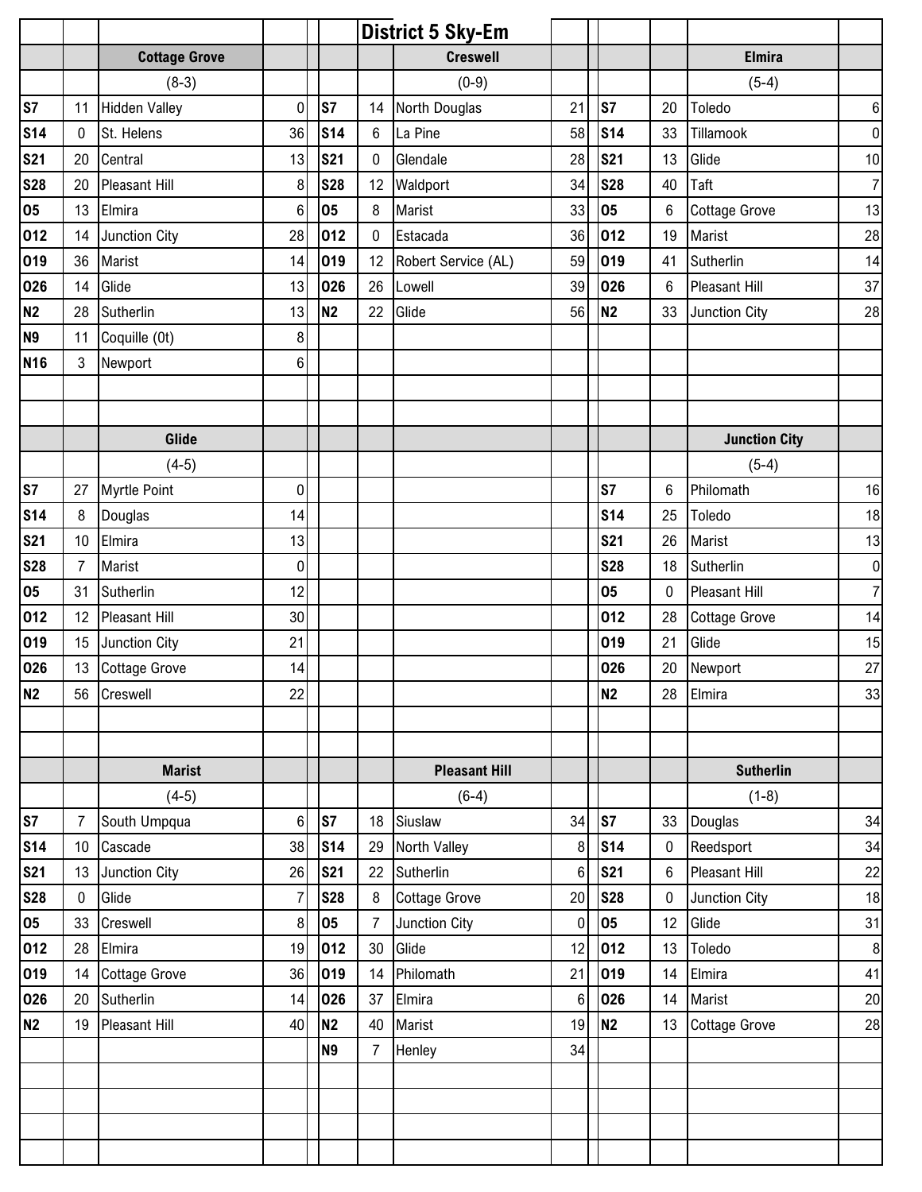# District 5 Sky-Em

## Cottage Grove

(8-3)

| Date | Score | Opponent | Opp Score |
|---|---|---|---|
| S7 | 11 | Hidden Valley | 0 |
| S14 | 0 | St. Helens | 36 |
| S21 | 20 | Central | 13 |
| S28 | 20 | Pleasant Hill | 8 |
| O5 | 13 | Elmira | 6 |
| O12 | 14 | Junction City | 28 |
| O19 | 36 | Marist | 14 |
| O26 | 14 | Glide | 13 |
| N2 | 28 | Sutherlin | 13 |
| N9 | 11 | Coquille (0t) | 8 |
| N16 | 3 | Newport | 6 |

## Creswell

(0-9)

| Date | Score | Opponent | Opp Score |
|---|---|---|---|
| S7 | 14 | North Douglas | 21 |
| S14 | 6 | La Pine | 58 |
| S21 | 0 | Glendale | 28 |
| S28 | 12 | Waldport | 34 |
| O5 | 8 | Marist | 33 |
| O12 | 0 | Estacada | 36 |
| O19 | 12 | Robert Service (AL) | 59 |
| O26 | 26 | Lowell | 39 |
| N2 | 22 | Glide | 56 |

## Elmira

(5-4)

| Date | Score | Opponent | Opp Score |
|---|---|---|---|
| S7 | 20 | Toledo | 6 |
| S14 | 33 | Tillamook | 0 |
| S21 | 13 | Glide | 10 |
| S28 | 40 | Taft | 7 |
| O5 | 6 | Cottage Grove | 13 |
| O12 | 19 | Marist | 28 |
| O19 | 41 | Sutherlin | 14 |
| O26 | 6 | Pleasant Hill | 37 |
| N2 | 33 | Junction City | 28 |

## Glide

(4-5)

| Date | Score | Opponent | Opp Score |
|---|---|---|---|
| S7 | 27 | Myrtle Point | 0 |
| S14 | 8 | Douglas | 14 |
| S21 | 10 | Elmira | 13 |
| S28 | 7 | Marist | 0 |
| O5 | 31 | Sutherlin | 12 |
| O12 | 12 | Pleasant Hill | 30 |
| O19 | 15 | Junction City | 21 |
| O26 | 13 | Cottage Grove | 14 |
| N2 | 56 | Creswell | 22 |

## Junction City

(5-4)

| Date | Score | Opponent | Opp Score |
|---|---|---|---|
| S7 | 6 | Philomath | 16 |
| S14 | 25 | Toledo | 18 |
| S21 | 26 | Marist | 13 |
| S28 | 18 | Sutherlin | 0 |
| O5 | 0 | Pleasant Hill | 7 |
| O12 | 28 | Cottage Grove | 14 |
| O19 | 21 | Glide | 15 |
| O26 | 20 | Newport | 27 |
| N2 | 28 | Elmira | 33 |

## Marist

(4-5)

| Date | Score | Opponent | Opp Score |
|---|---|---|---|
| S7 | 7 | South Umpqua | 6 |
| S14 | 10 | Cascade | 38 |
| S21 | 13 | Junction City | 26 |
| S28 | 0 | Glide | 7 |
| O5 | 33 | Creswell | 8 |
| O12 | 28 | Elmira | 19 |
| O19 | 14 | Cottage Grove | 36 |
| O26 | 20 | Sutherlin | 14 |
| N2 | 19 | Pleasant Hill | 40 |

## Pleasant Hill

(6-4)

| Date | Score | Opponent | Opp Score |
|---|---|---|---|
| S7 | 18 | Siuslaw | 34 |
| S14 | 29 | North Valley | 8 |
| S21 | 22 | Sutherlin | 6 |
| S28 | 8 | Cottage Grove | 20 |
| O5 | 7 | Junction City | 0 |
| O12 | 30 | Glide | 12 |
| O19 | 14 | Philomath | 21 |
| O26 | 37 | Elmira | 6 |
| N2 | 40 | Marist | 19 |
| N9 | 7 | Henley | 34 |

## Sutherlin

(1-8)

| Date | Score | Opponent | Opp Score |
|---|---|---|---|
| S7 | 33 | Douglas | 34 |
| S14 | 0 | Reedsport | 34 |
| S21 | 6 | Pleasant Hill | 22 |
| S28 | 0 | Junction City | 18 |
| O5 | 12 | Glide | 31 |
| O12 | 13 | Toledo | 8 |
| O19 | 14 | Elmira | 41 |
| O26 | 14 | Marist | 20 |
| N2 | 13 | Cottage Grove | 28 |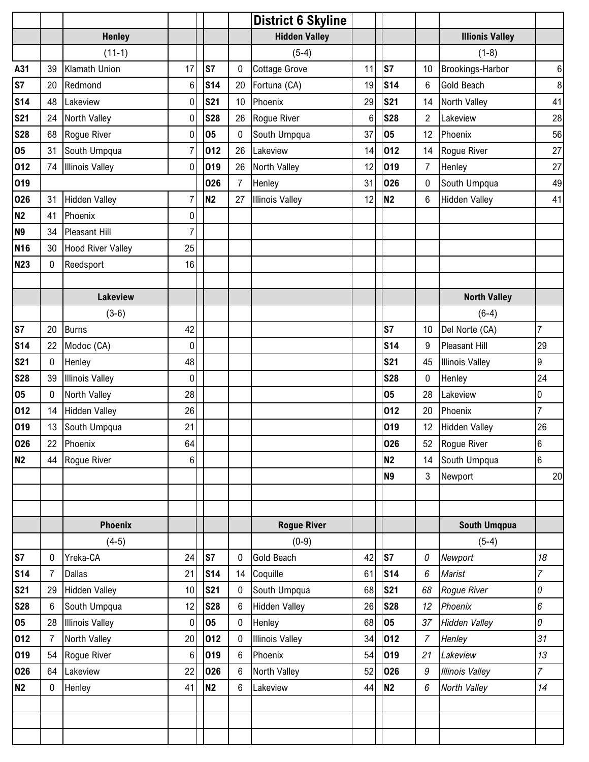# District 6 Skyline

## Henley

(11-1)

| Date | Score | Opponent | Opp Score |
|---|---|---|---|
| A31 | 39 | Klamath Union | 17 |
| S7 | 20 | Redmond | 6 |
| S14 | 48 | Lakeview | 0 |
| S21 | 24 | North Valley | 0 |
| S28 | 68 | Rogue River | 0 |
| O5 | 31 | South Umpqua | 7 |
| O12 | 74 | Illinois Valley | 0 |
| O19 | | | |
| O26 | 31 | Hidden Valley | 7 |
| N2 | 41 | Phoenix | 0 |
| N9 | 34 | Pleasant Hill | 7 |
| N16 | 30 | Hood River Valley | 25 |
| N23 | 0 | Reedsport | 16 |

## Hidden Valley

(5-4)

| Date | Score | Opponent | Opp Score |
|---|---|---|---|
| S7 | 0 | Cottage Grove | 11 |
| S14 | 20 | Fortuna (CA) | 19 |
| S21 | 10 | Phoenix | 29 |
| S28 | 26 | Rogue River | 6 |
| O5 | 0 | South Umpqua | 37 |
| O12 | 26 | Lakeview | 14 |
| O19 | 26 | North Valley | 12 |
| O26 | 7 | Henley | 31 |
| N2 | 27 | Illinois Valley | 12 |

## Illionis Valley

(1-8)

| Date | Score | Opponent | Opp Score |
|---|---|---|---|
| S7 | 10 | Brookings-Harbor | 6 |
| S14 | 6 | Gold Beach | 8 |
| S21 | 14 | North Valley | 41 |
| S28 | 2 | Lakeview | 28 |
| O5 | 12 | Phoenix | 56 |
| O12 | 14 | Rogue River | 27 |
| O19 | 7 | Henley | 27 |
| O26 | 0 | South Umpqua | 49 |
| N2 | 6 | Hidden Valley | 41 |

## Lakeview

(3-6)

| Date | Score | Opponent | Opp Score |
|---|---|---|---|
| S7 | 20 | Burns | 42 |
| S14 | 22 | Modoc (CA) | 0 |
| S21 | 0 | Henley | 48 |
| S28 | 39 | Illinois Valley | 0 |
| O5 | 0 | North Valley | 28 |
| O12 | 14 | Hidden Valley | 26 |
| O19 | 13 | South Umpqua | 21 |
| O26 | 22 | Phoenix | 64 |
| N2 | 44 | Rogue River | 6 |

## North Valley

(6-4)

| Date | Score | Opponent | Opp Score |
|---|---|---|---|
| S7 | 10 | Del Norte (CA) | 7 |
| S14 | 9 | Pleasant Hill | 29 |
| S21 | 45 | Illinois Valley | 9 |
| S28 | 0 | Henley | 24 |
| O5 | 28 | Lakeview | 0 |
| O12 | 20 | Phoenix | 7 |
| O19 | 12 | Hidden Valley | 26 |
| O26 | 52 | Rogue River | 6 |
| N2 | 14 | South Umpqua | 6 |
| N9 | 3 | Newport | 20 |

## Phoenix

(4-5)

| Date | Score | Opponent | Opp Score |
|---|---|---|---|
| S7 | 0 | Yreka-CA | 24 |
| S14 | 7 | Dallas | 21 |
| S21 | 29 | Hidden Valley | 10 |
| S28 | 6 | South Umpqua | 12 |
| O5 | 28 | Illinois Valley | 0 |
| O12 | 7 | North Valley | 20 |
| O19 | 54 | Rogue River | 6 |
| O26 | 64 | Lakeview | 22 |
| N2 | 0 | Henley | 41 |

## Rogue River

(0-9)

| Date | Score | Opponent | Opp Score |
|---|---|---|---|
| S7 | 0 | Gold Beach | 42 |
| S14 | 14 | Coquille | 61 |
| S21 | 0 | South Umpqua | 68 |
| S28 | 6 | Hidden Valley | 26 |
| O5 | 0 | Henley | 68 |
| O12 | 0 | Illinois Valley | 34 |
| O19 | 6 | Phoenix | 54 |
| O26 | 6 | North Valley | 52 |
| N2 | 6 | Lakeview | 44 |

## South Umqpua

(5-4)

| Date | Score | Opponent | Opp Score |
|---|---|---|---|
| S7 | *0* | *Newport* | *18* |
| S14 | *6* | *Marist* | *7* |
| S21 | *68* | *Rogue River* | *0* |
| S28 | *12* | *Phoenix* | *6* |
| O5 | *37* | *Hidden Valley* | *0* |
| O12 | *7* | *Henley* | *31* |
| O19 | *21* | *Lakeview* | *13* |
| O26 | *9* | *Illinois Valley* | *7* |
| N2 | *6* | *North Valley* | *14* |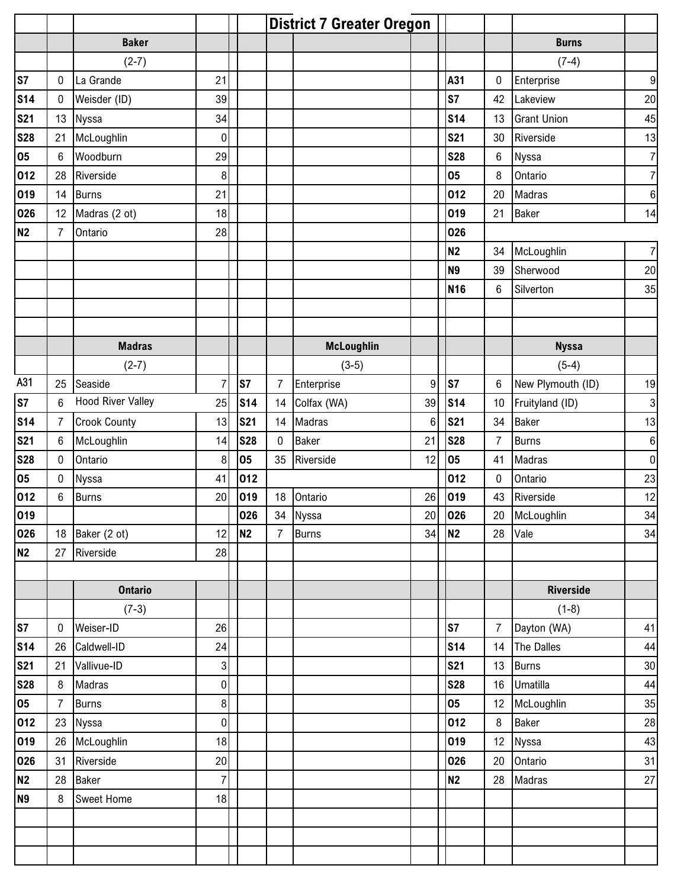# District 7 Greater Oregon

## Baker

(2-7)

| Date | Score | Opponent | Opp |
|---|---|---|---|
| S7 | 0 | La Grande | 21 |
| S14 | 0 | Weisder (ID) | 39 |
| S21 | 13 | Nyssa | 34 |
| S28 | 21 | McLoughlin | 0 |
| O5 | 6 | Woodburn | 29 |
| O12 | 28 | Riverside | 8 |
| O19 | 14 | Burns | 21 |
| O26 | 12 | Madras (2 ot) | 18 |
| N2 | 7 | Ontario | 28 |

## Burns

(7-4)

| Date | Score | Opponent | Opp |
|---|---|---|---|
| A31 | 0 | Enterprise | 9 |
| S7 | 42 | Lakeview | 20 |
| S14 | 13 | Grant Union | 45 |
| S21 | 30 | Riverside | 13 |
| S28 | 6 | Nyssa | 7 |
| O5 | 8 | Ontario | 7 |
| O12 | 20 | Madras | 6 |
| O19 | 21 | Baker | 14 |
| O26 | | | |
| N2 | 34 | McLoughlin | 7 |
| N9 | 39 | Sherwood | 20 |
| N16 | 6 | Silverton | 35 |

## Madras

(2-7)

| Date | Score | Opponent | Opp |
|---|---|---|---|
| A31 | 25 | Seaside | 7 |
| S7 | 6 | Hood River Valley | 25 |
| S14 | 7 | Crook County | 13 |
| S21 | 6 | McLoughlin | 14 |
| S28 | 0 | Ontario | 8 |
| O5 | 0 | Nyssa | 41 |
| O12 | 6 | Burns | 20 |
| O19 | | | |
| O26 | 18 | Baker (2 ot) | 12 |
| N2 | 27 | Riverside | 28 |

## McLoughlin

(3-5)

| Date | Score | Opponent | Opp |
|---|---|---|---|
| S7 | 7 | Enterprise | 9 |
| S14 | 14 | Colfax (WA) | 39 |
| S21 | 14 | Madras | 6 |
| S28 | 0 | Baker | 21 |
| O5 | 35 | Riverside | 12 |
| O12 | | | |
| O19 | 18 | Ontario | 26 |
| O26 | 34 | Nyssa | 20 |
| N2 | 7 | Burns | 34 |

## Nyssa

(5-4)

| Date | Score | Opponent | Opp |
|---|---|---|---|
| S7 | 6 | New Plymouth (ID) | 19 |
| S14 | 10 | Fruityland (ID) | 3 |
| S21 | 34 | Baker | 13 |
| S28 | 7 | Burns | 6 |
| O5 | 41 | Madras | 0 |
| O12 | 0 | Ontario | 23 |
| O19 | 43 | Riverside | 12 |
| O26 | 20 | McLoughlin | 34 |
| N2 | 28 | Vale | 34 |

## Ontario

(7-3)

| Date | Score | Opponent | Opp |
|---|---|---|---|
| S7 | 0 | Weiser-ID | 26 |
| S14 | 26 | Caldwell-ID | 24 |
| S21 | 21 | Vallivue-ID | 3 |
| S28 | 8 | Madras | 0 |
| O5 | 7 | Burns | 8 |
| O12 | 23 | Nyssa | 0 |
| O19 | 26 | McLoughlin | 18 |
| O26 | 31 | Riverside | 20 |
| N2 | 28 | Baker | 7 |
| N9 | 8 | Sweet Home | 18 |

## Riverside

(1-8)

| Date | Score | Opponent | Opp |
|---|---|---|---|
| S7 | 7 | Dayton (WA) | 41 |
| S14 | 14 | The Dalles | 44 |
| S21 | 13 | Burns | 30 |
| S28 | 16 | Umatilla | 44 |
| O5 | 12 | McLoughlin | 35 |
| O12 | 8 | Baker | 28 |
| O19 | 12 | Nyssa | 43 |
| O26 | 20 | Ontario | 31 |
| N2 | 28 | Madras | 27 |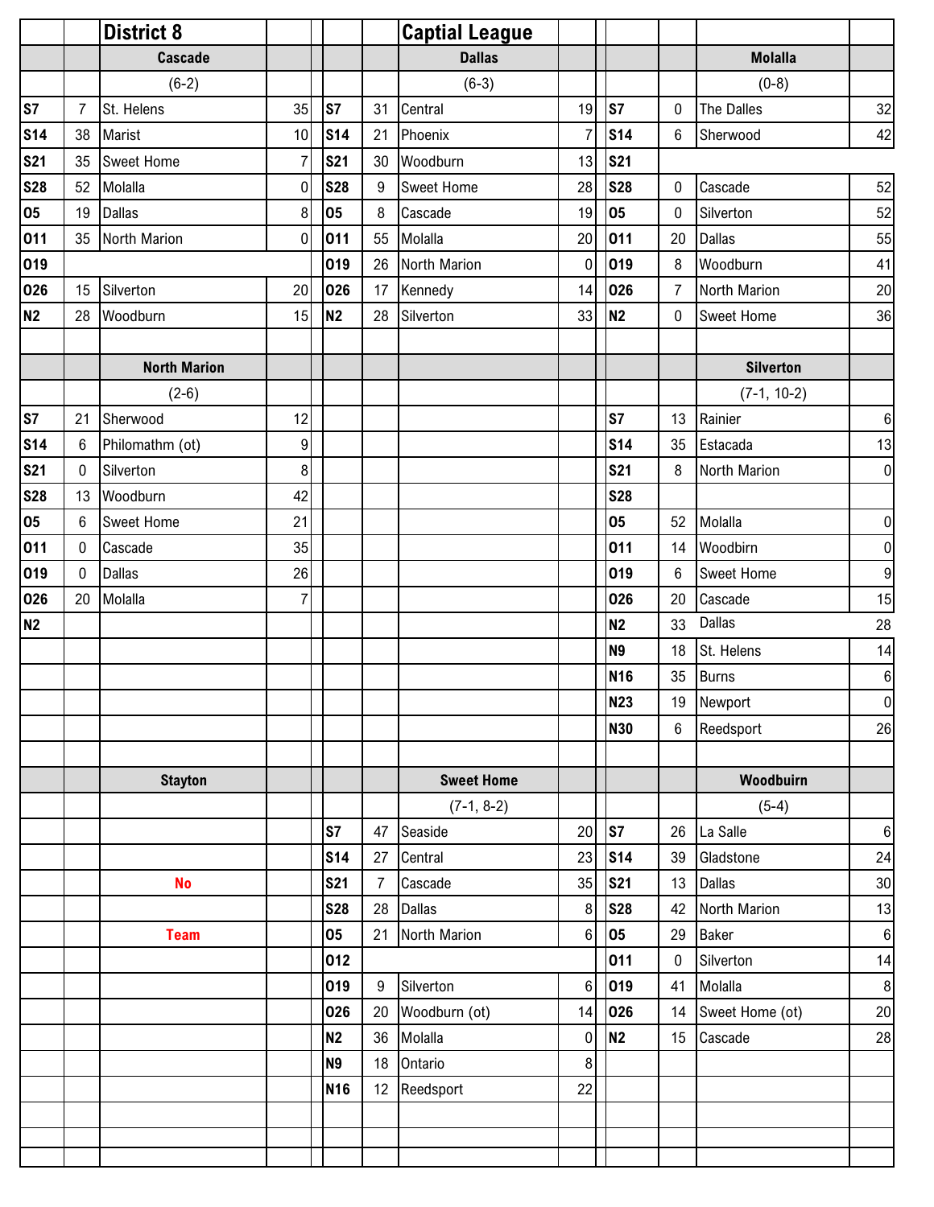## District 8 — Captial League

### Cascade (6-2)

| Date | Score | Opponent | Score |
|---|---|---|---|
| S7 | 7 | St. Helens | 35 |
| S14 | 38 | Marist | 10 |
| S21 | 35 | Sweet Home | 7 |
| S28 | 52 | Molalla | 0 |
| O5 | 19 | Dallas | 8 |
| O11 | 35 | North Marion | 0 |
| O19 | | | |
| O26 | 15 | Silverton | 20 |
| N2 | 28 | Woodburn | 15 |

### Dallas (6-3)

| Date | Score | Opponent | Score |
|---|---|---|---|
| S7 | 31 | Central | 19 |
| S14 | 21 | Phoenix | 7 |
| S21 | 30 | Woodburn | 13 |
| S28 | 9 | Sweet Home | 28 |
| O5 | 8 | Cascade | 19 |
| O11 | 55 | Molalla | 20 |
| O19 | 26 | North Marion | 0 |
| O26 | 17 | Kennedy | 14 |
| N2 | 28 | Silverton | 33 |

### Molalla (0-8)

| Date | Score | Opponent | Score |
|---|---|---|---|
| S7 | 0 | The Dalles | 32 |
| S14 | 6 | Sherwood | 42 |
| S21 | | | |
| S28 | 0 | Cascade | 52 |
| O5 | 0 | Silverton | 52 |
| O11 | 20 | Dallas | 55 |
| O19 | 8 | Woodburn | 41 |
| O26 | 7 | North Marion | 20 |
| N2 | 0 | Sweet Home | 36 |

### North Marion (2-6)

| Date | Score | Opponent | Score |
|---|---|---|---|
| S7 | 21 | Sherwood | 12 |
| S14 | 6 | Philomathm (ot) | 9 |
| S21 | 0 | Silverton | 8 |
| S28 | 13 | Woodburn | 42 |
| O5 | 6 | Sweet Home | 21 |
| O11 | 0 | Cascade | 35 |
| O19 | 0 | Dallas | 26 |
| O26 | 20 | Molalla | 7 |
| N2 | | | |

### Silverton (7-1, 10-2)

| Date | Score | Opponent | Score |
|---|---|---|---|
| S7 | 13 | Rainier | 6 |
| S14 | 35 | Estacada | 13 |
| S21 | 8 | North Marion | 0 |
| S28 | | | |
| O5 | 52 | Molalla | 0 |
| O11 | 14 | Woodbirn | 0 |
| O19 | 6 | Sweet Home | 9 |
| O26 | 20 | Cascade | 15 |
| N2 | 33 | Dallas | 28 |
| N9 | 18 | St. Helens | 14 |
| N16 | 35 | Burns | 6 |
| N23 | 19 | Newport | 0 |
| N30 | 6 | Reedsport | 26 |

### Stayton

No Team

### Sweet Home (7-1, 8-2)

| Date | Score | Opponent | Score |
|---|---|---|---|
| S7 | 47 | Seaside | 20 |
| S14 | 27 | Central | 23 |
| S21 | 7 | Cascade | 35 |
| S28 | 28 | Dallas | 8 |
| O5 | 21 | North Marion | 6 |
| O12 | | | |
| O19 | 9 | Silverton | 6 |
| O26 | 20 | Woodburn (ot) | 14 |
| N2 | 36 | Molalla | 0 |
| N9 | 18 | Ontario | 8 |
| N16 | 12 | Reedsport | 22 |

### Woodbuirn (5-4)

| Date | Score | Opponent | Score |
|---|---|---|---|
| S7 | 26 | La Salle | 6 |
| S14 | 39 | Gladstone | 24 |
| S21 | 13 | Dallas | 30 |
| S28 | 42 | North Marion | 13 |
| O5 | 29 | Baker | 6 |
| O11 | 0 | Silverton | 14 |
| O19 | 41 | Molalla | 8 |
| O26 | 14 | Sweet Home (ot) | 20 |
| N2 | 15 | Cascade | 28 |